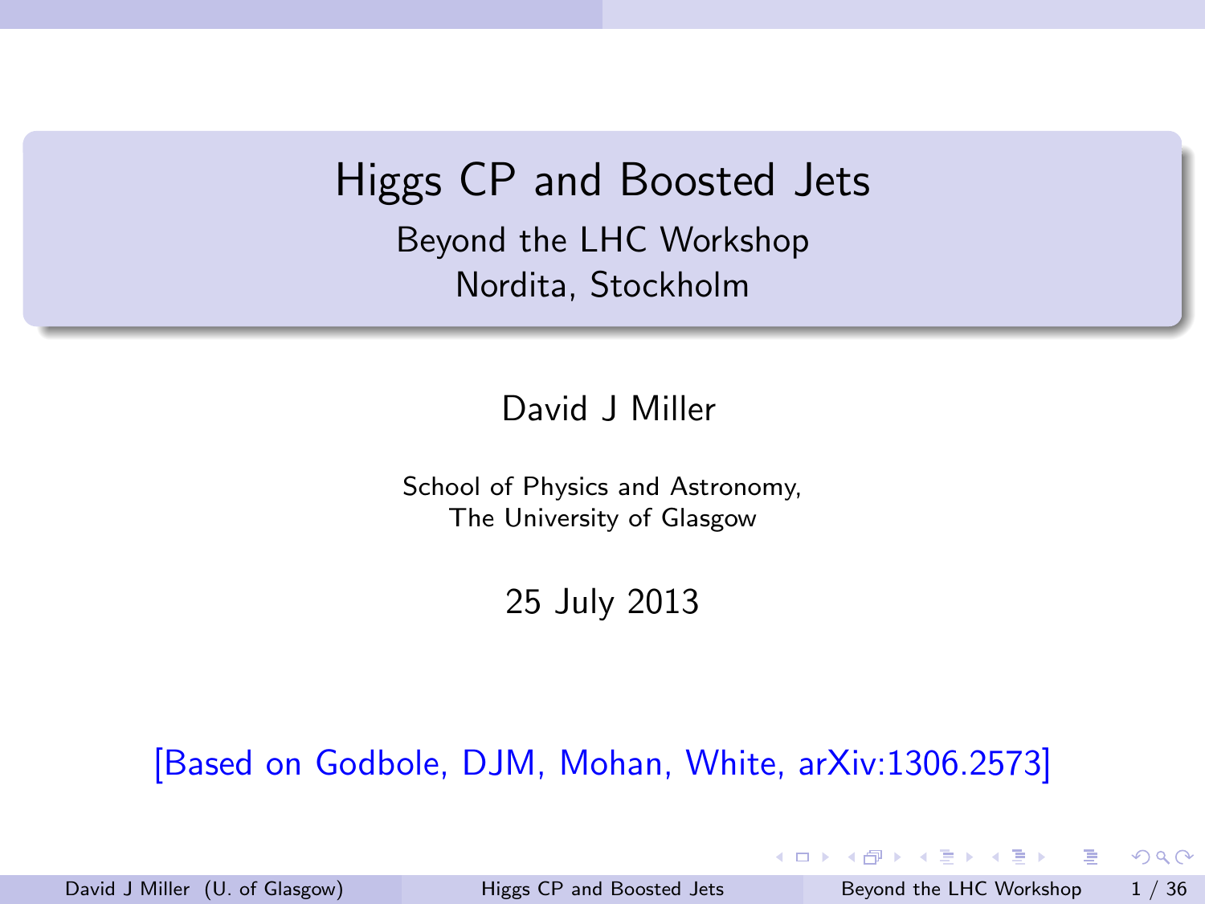# Higgs CP and Boosted Jets

Beyond the LHC Workshop
Nordita, Stockholm

David J Miller

School of Physics and Astronomy,
The University of Glasgow

25 July 2013

[Based on Godbole, DJM, Mohan, White, arXiv:1306.2573]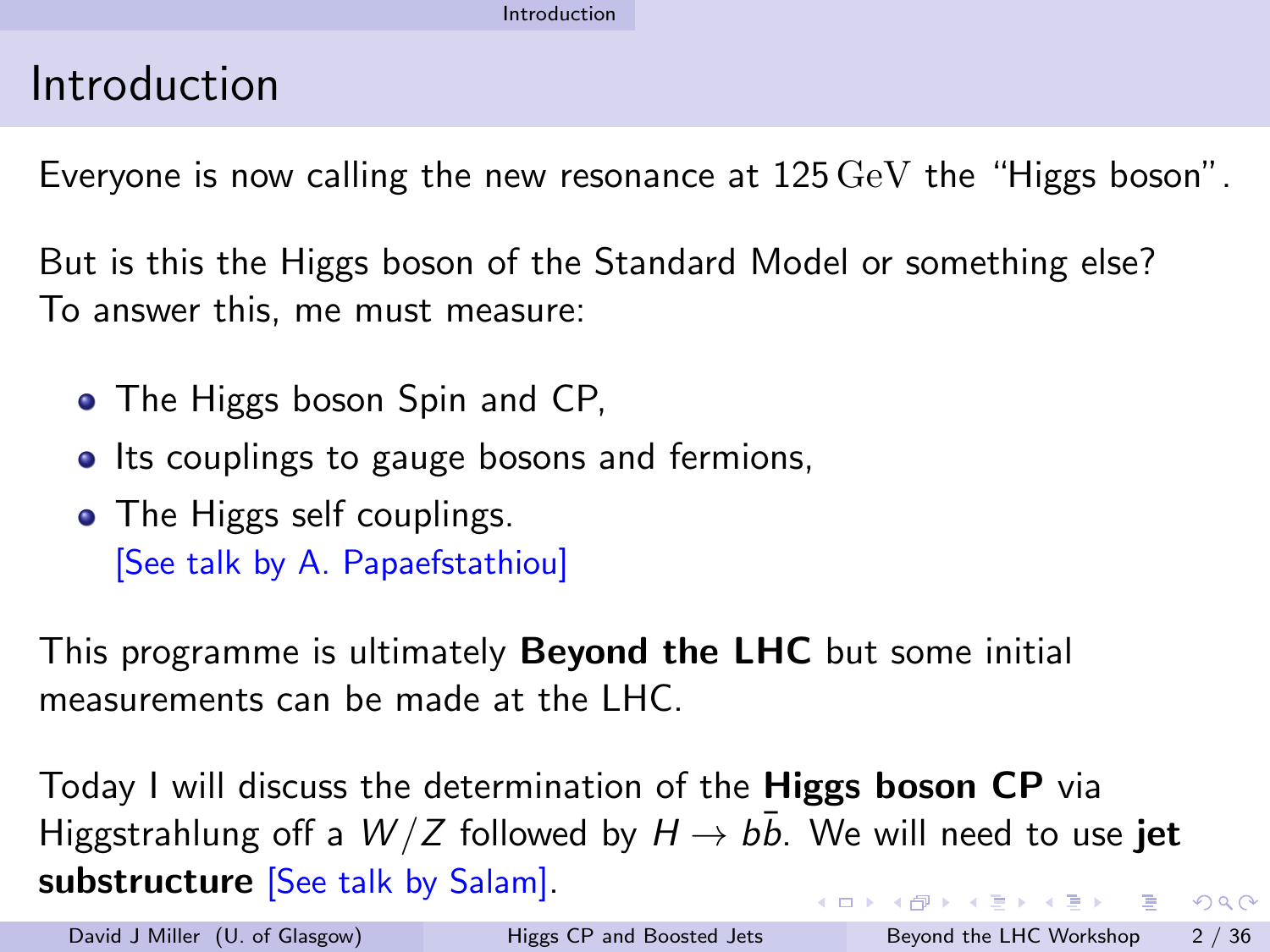# Introduction

Everyone is now calling the new resonance at $125\,\mathrm{GeV}$ the “Higgs boson”.

But is this the Higgs boson of the Standard Model or something else?
To answer this, me must measure:

- The Higgs boson Spin and CP,
- Its couplings to gauge bosons and fermions,
- The Higgs self couplings.
  [See talk by A. Papaefstathiou]

This programme is ultimately **Beyond the LHC** but some initial measurements can be made at the LHC.

Today I will discuss the determination of the **Higgs boson CP** via Higgstrahlung off a $W/Z$ followed by $H \to b\bar{b}$. We will need to use **jet substructure** [See talk by Salam].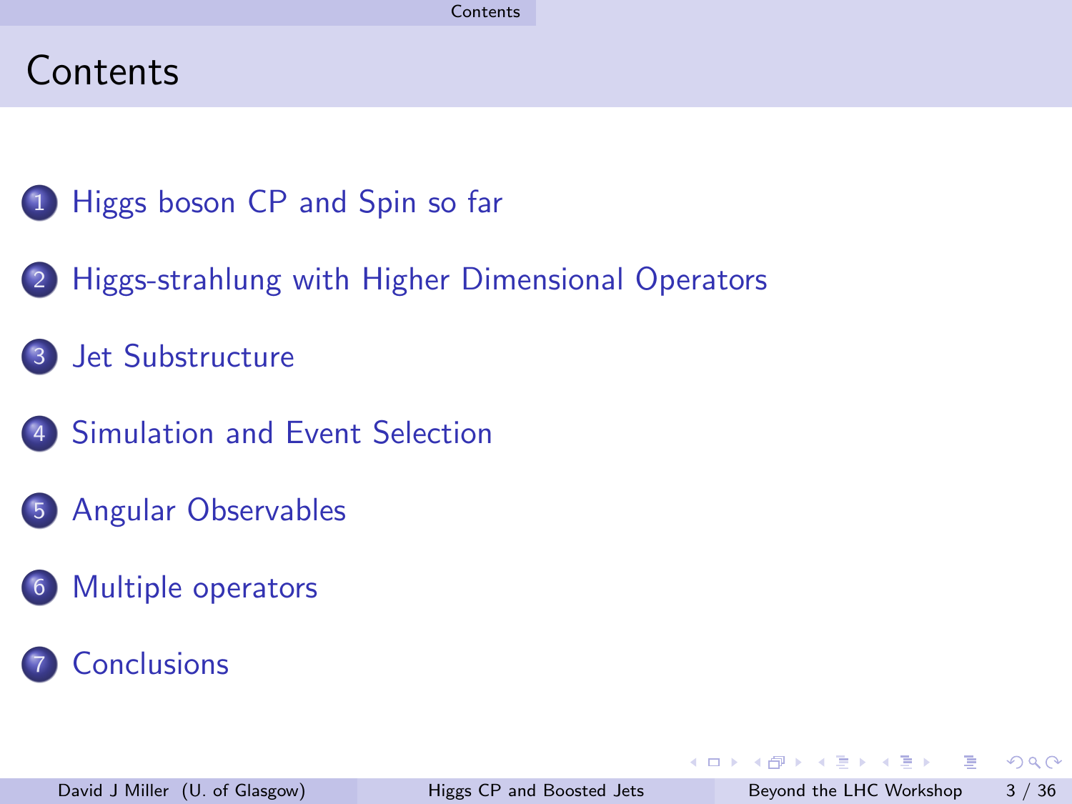# Contents

1. Higgs boson CP and Spin so far
2. Higgs-strahlung with Higher Dimensional Operators
3. Jet Substructure
4. Simulation and Event Selection
5. Angular Observables
6. Multiple operators
7. Conclusions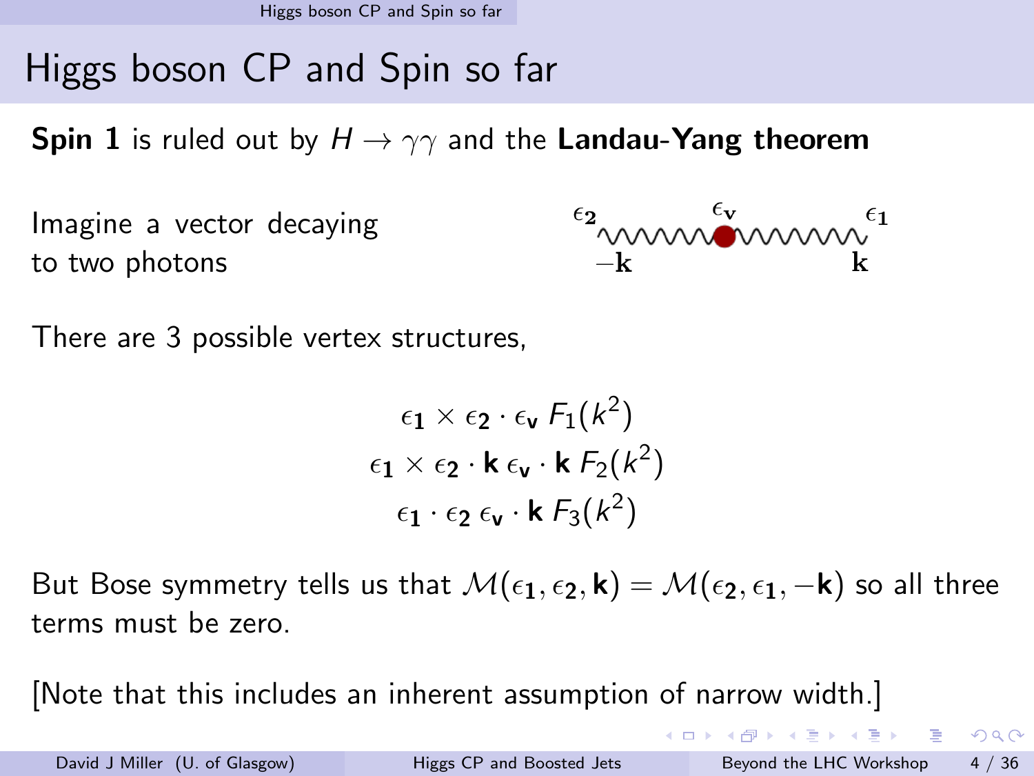# Higgs boson CP and Spin so far

**Spin 1** is ruled out by $H \to \gamma\gamma$ and the **Landau-Yang theorem**

Imagine a vector decaying to two photons

$\epsilon_2$ $-\mathbf{k}$ $\epsilon_\mathbf{v}$ $\epsilon_1$ $\mathbf{k}$

There are 3 possible vertex structures,

$$\epsilon_1 \times \epsilon_2 \cdot \epsilon_\mathbf{v} \, F_1(k^2)$$
$$\epsilon_1 \times \epsilon_2 \cdot \mathbf{k} \, \epsilon_\mathbf{v} \cdot \mathbf{k} \, F_2(k^2)$$
$$\epsilon_1 \cdot \epsilon_2 \, \epsilon_\mathbf{v} \cdot \mathbf{k} \, F_3(k^2)$$

But Bose symmetry tells us that $\mathcal{M}(\epsilon_1, \epsilon_2, \mathbf{k}) = \mathcal{M}(\epsilon_2, \epsilon_1, -\mathbf{k})$ so all three terms must be zero.

[Note that this includes an inherent assumption of narrow width.]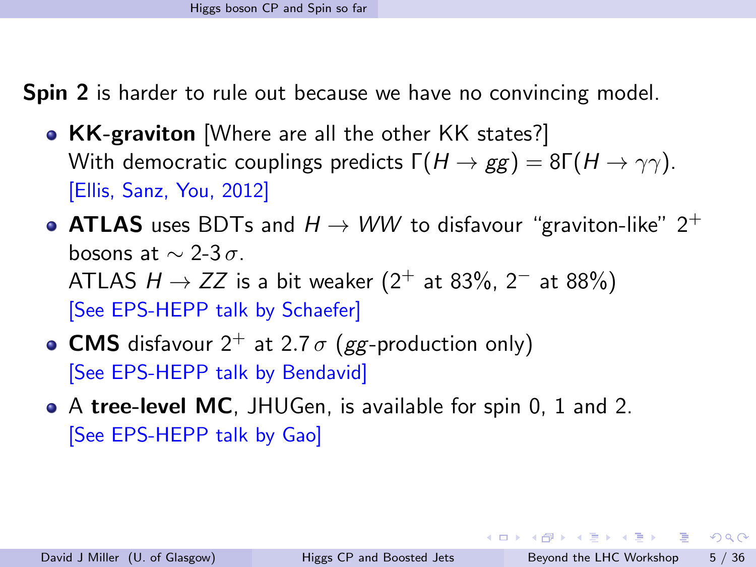**Spin 2** is harder to rule out because we have no convincing model.

- **KK-graviton** [Where are all the other KK states?]
  With democratic couplings predicts $\Gamma(H \to gg) = 8\Gamma(H \to \gamma\gamma)$.
  [Ellis, Sanz, You, 2012]
- **ATLAS** uses BDTs and $H \to WW$ to disfavour "graviton-like" $2^+$ bosons at $\sim$ 2-3 $\sigma$.
  ATLAS $H \to ZZ$ is a bit weaker ($2^+$ at 83%, $2^-$ at 88%)
  [See EPS-HEPP talk by Schaefer]
- **CMS** disfavour $2^+$ at 2.7 $\sigma$ ($gg$-production only)
  [See EPS-HEPP talk by Bendavid]
- A **tree-level MC**, JHUGen, is available for spin 0, 1 and 2.
  [See EPS-HEPP talk by Gao]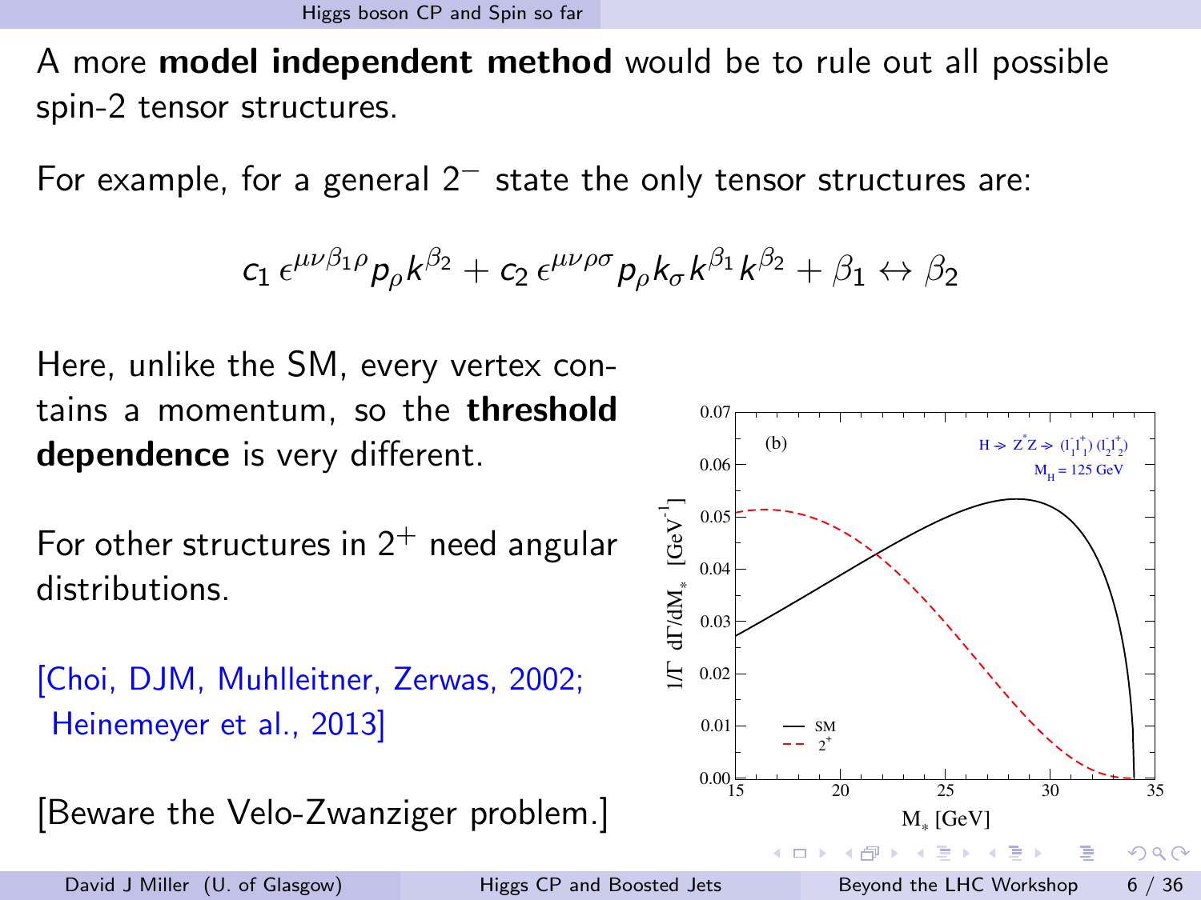A more **model independent method** would be to rule out all possible spin-2 tensor structures.

For example, for a general $2^-$ state the only tensor structures are:

$$c_1\, \epsilon^{\mu\nu\beta_1\rho} p_\rho k^{\beta_2} + c_2\, \epsilon^{\mu\nu\rho\sigma} p_\rho k_\sigma k^{\beta_1} k^{\beta_2} + \beta_1 \leftrightarrow \beta_2$$

Here, unlike the SM, every vertex contains a momentum, so the **threshold dependence** is very different.

For other structures in $2^+$ need angular distributions.

[Choi, DJM, Muhlleitner, Zerwas, 2002; Heinemeyer et al., 2013]

[Beware the Velo-Zwanziger problem.]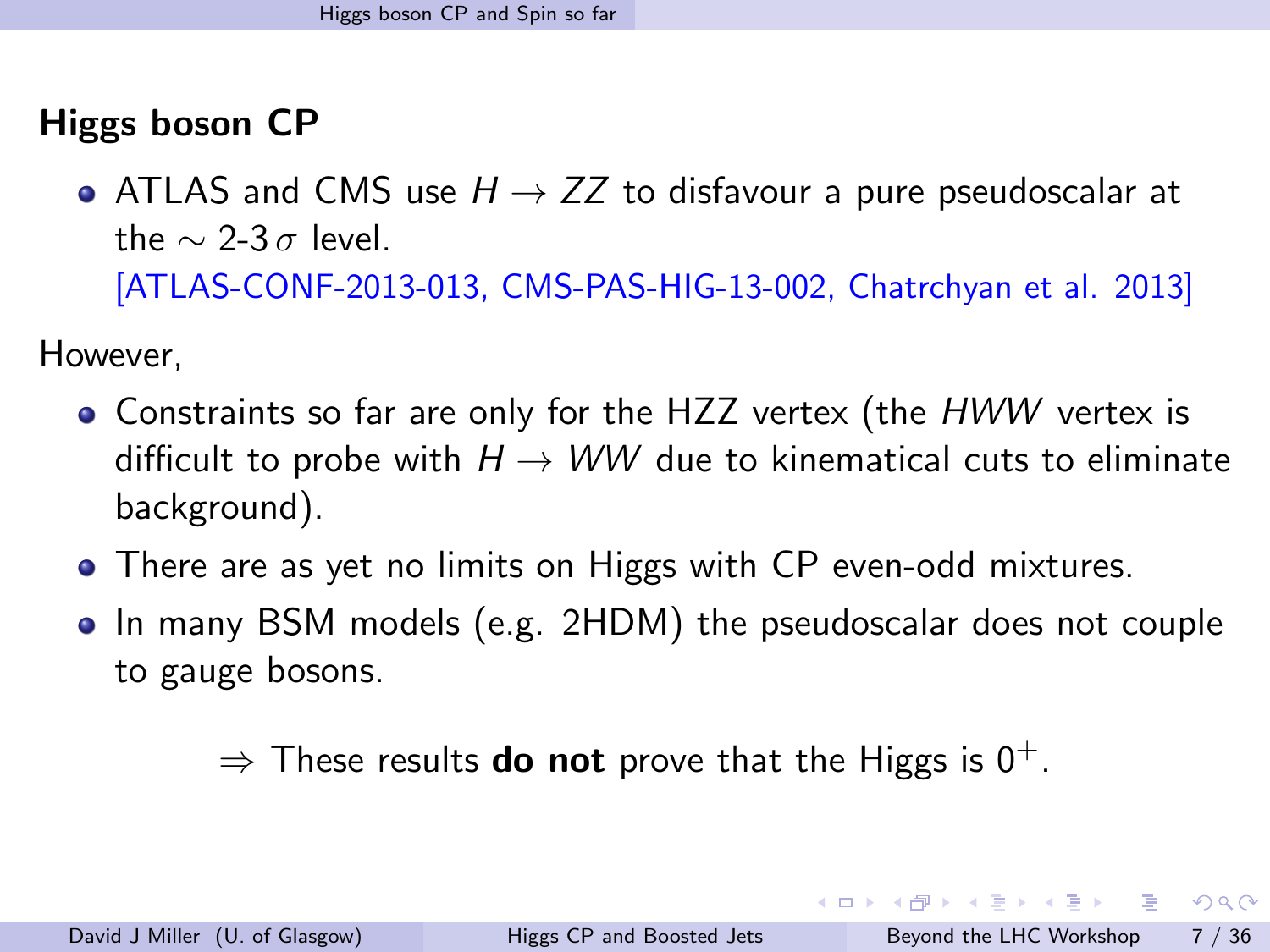## Higgs boson CP

- ATLAS and CMS use $H \to ZZ$ to disfavour a pure pseudoscalar at the $\sim$ 2-3 $\sigma$ level.
  [ATLAS-CONF-2013-013, CMS-PAS-HIG-13-002, Chatrchyan et al. 2013]

However,

- Constraints so far are only for the HZZ vertex (the $HWW$ vertex is difficult to probe with $H \to WW$ due to kinematical cuts to eliminate background).
- There are as yet no limits on Higgs with CP even-odd mixtures.
- In many BSM models (e.g. 2HDM) the pseudoscalar does not couple to gauge bosons.

$\Rightarrow$ These results **do not** prove that the Higgs is $0^+$.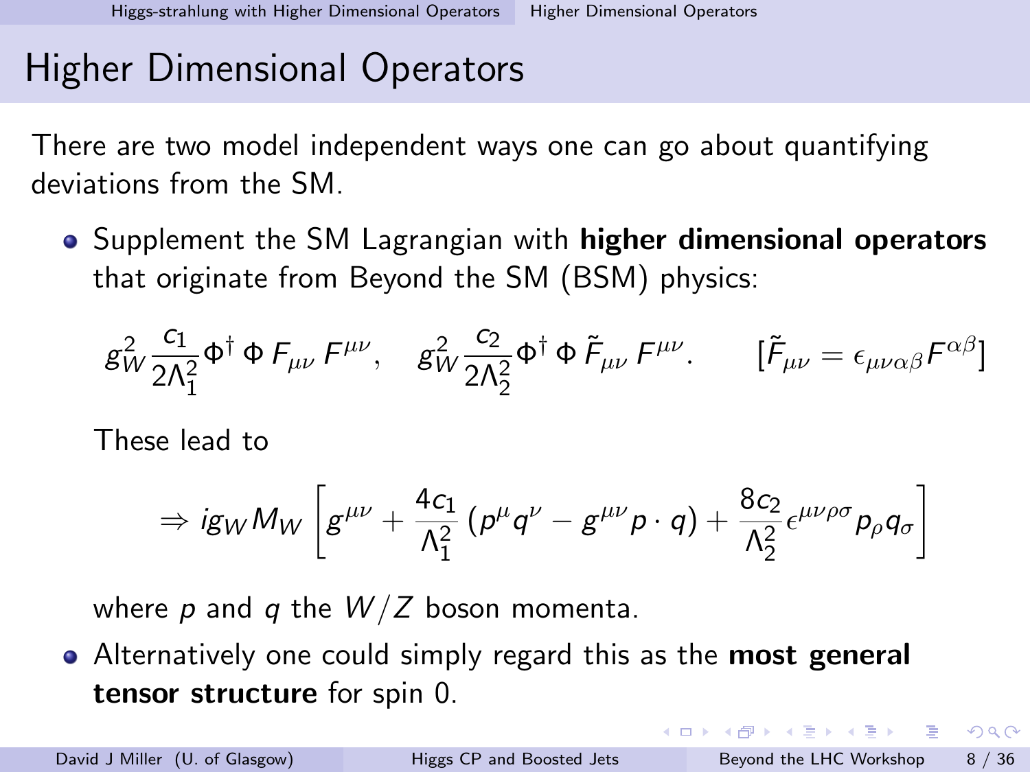# Higher Dimensional Operators

There are two model independent ways one can go about quantifying deviations from the SM.

- Supplement the SM Lagrangian with **higher dimensional operators** that originate from Beyond the SM (BSM) physics:

$$g_W^2 \frac{c_1}{2\Lambda_1^2} \Phi^\dagger \, \Phi \, F_{\mu\nu} \, F^{\mu\nu}, \quad g_W^2 \frac{c_2}{2\Lambda_2^2} \Phi^\dagger \, \Phi \, \tilde{F}_{\mu\nu} \, F^{\mu\nu}. \qquad [\tilde{F}_{\mu\nu} = \epsilon_{\mu\nu\alpha\beta} F^{\alpha\beta}]$$

  These lead to

$$\Rightarrow i g_W M_W \left[ g^{\mu\nu} + \frac{4c_1}{\Lambda_1^2} \left( p^\mu q^\nu - g^{\mu\nu} p \cdot q \right) + \frac{8c_2}{\Lambda_2^2} \epsilon^{\mu\nu\rho\sigma} p_\rho q_\sigma \right]$$

  where $p$ and $q$ the $W/Z$ boson momenta.

- Alternatively one could simply regard this as the **most general tensor structure** for spin 0.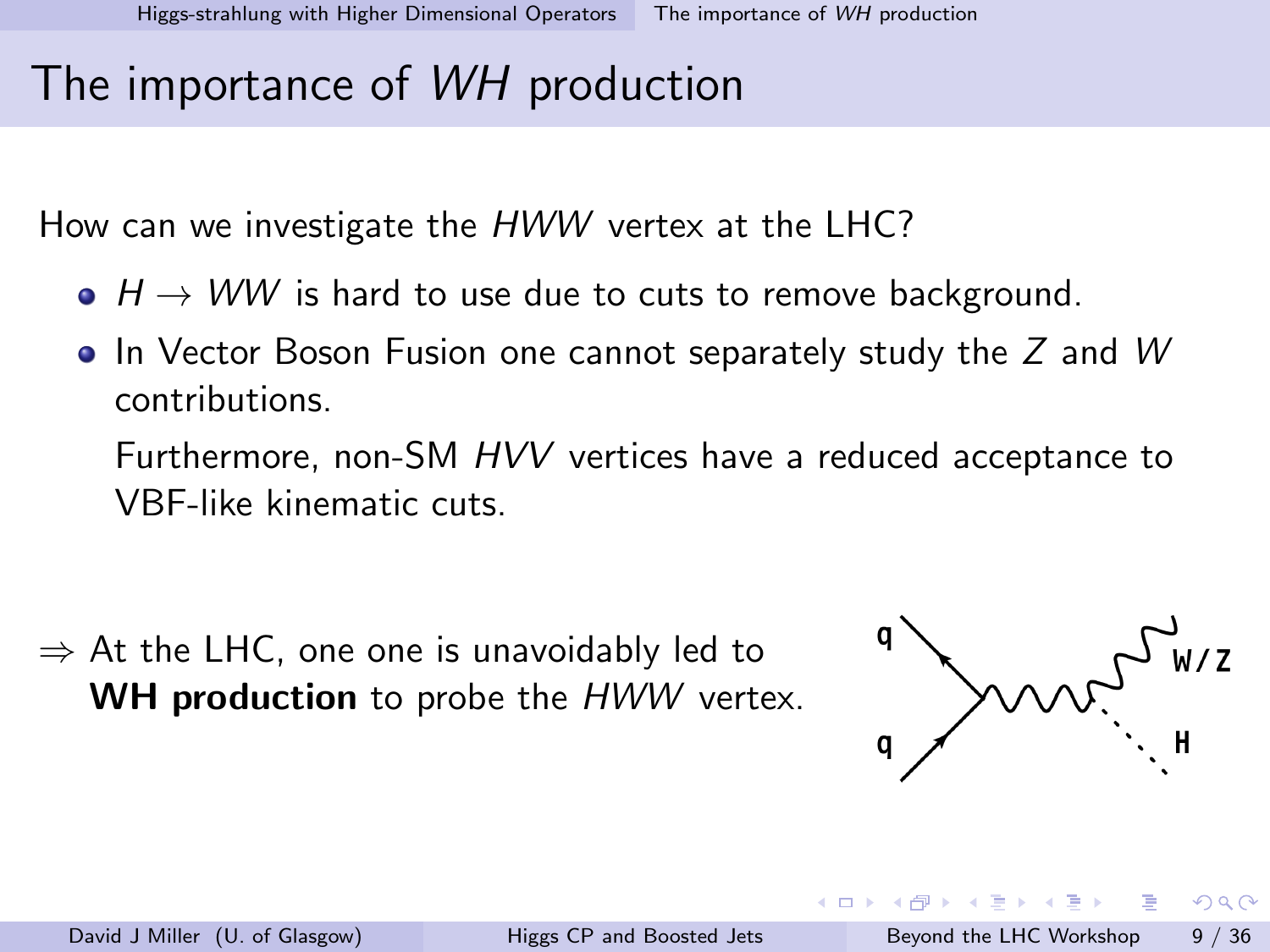# The importance of $WH$ production

How can we investigate the $HWW$ vertex at the LHC?

- $H \to WW$ is hard to use due to cuts to remove background.
- In Vector Boson Fusion one cannot separately study the $Z$ and $W$ contributions.

  Furthermore, non-SM $HVV$ vertices have a reduced acceptance to VBF-like kinematic cuts.

$\Rightarrow$ At the LHC, one one is unavoidably led to **WH production** to probe the $HWW$ vertex.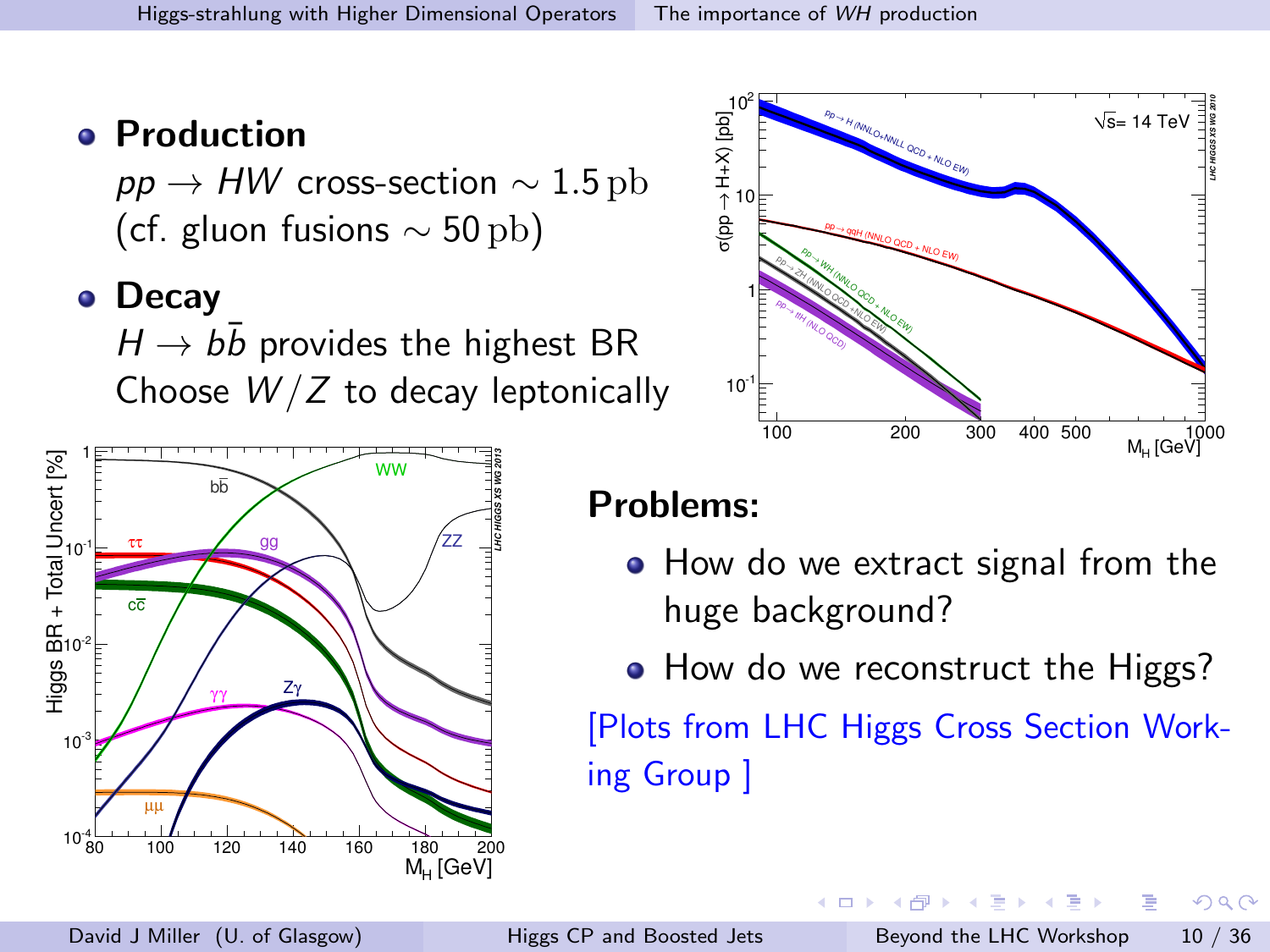- **Production**
  $pp \to HW$ cross-section $\sim 1.5\,\mathrm{pb}$
  (cf. gluon fusions $\sim 50\,\mathrm{pb}$)
- **Decay**
  $H \to b\bar{b}$ provides the highest BR
  Choose $W/Z$ to decay leptonically

**Problems:**

- How do we extract signal from the huge background?
- How do we reconstruct the Higgs?

[Plots from LHC Higgs Cross Section Working Group ]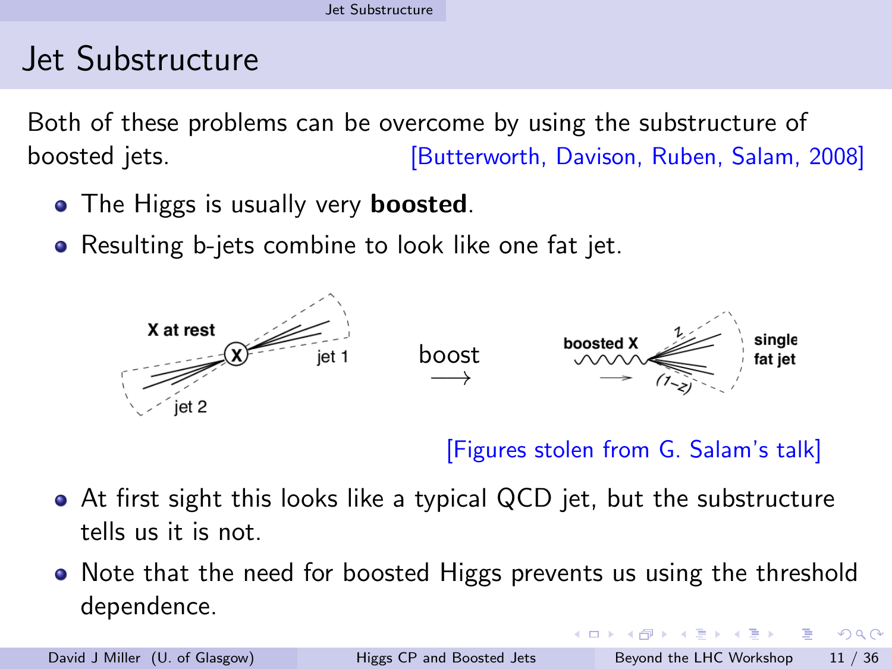# Jet Substructure

Both of these problems can be overcome by using the substructure of boosted jets. [Butterworth, Davison, Ruben, Salam, 2008]

- The Higgs is usually very **boosted**.
- Resulting b-jets combine to look like one fat jet.

[Figures stolen from G. Salam's talk]

- At first sight this looks like a typical QCD jet, but the substructure tells us it is not.
- Note that the need for boosted Higgs prevents us using the threshold dependence.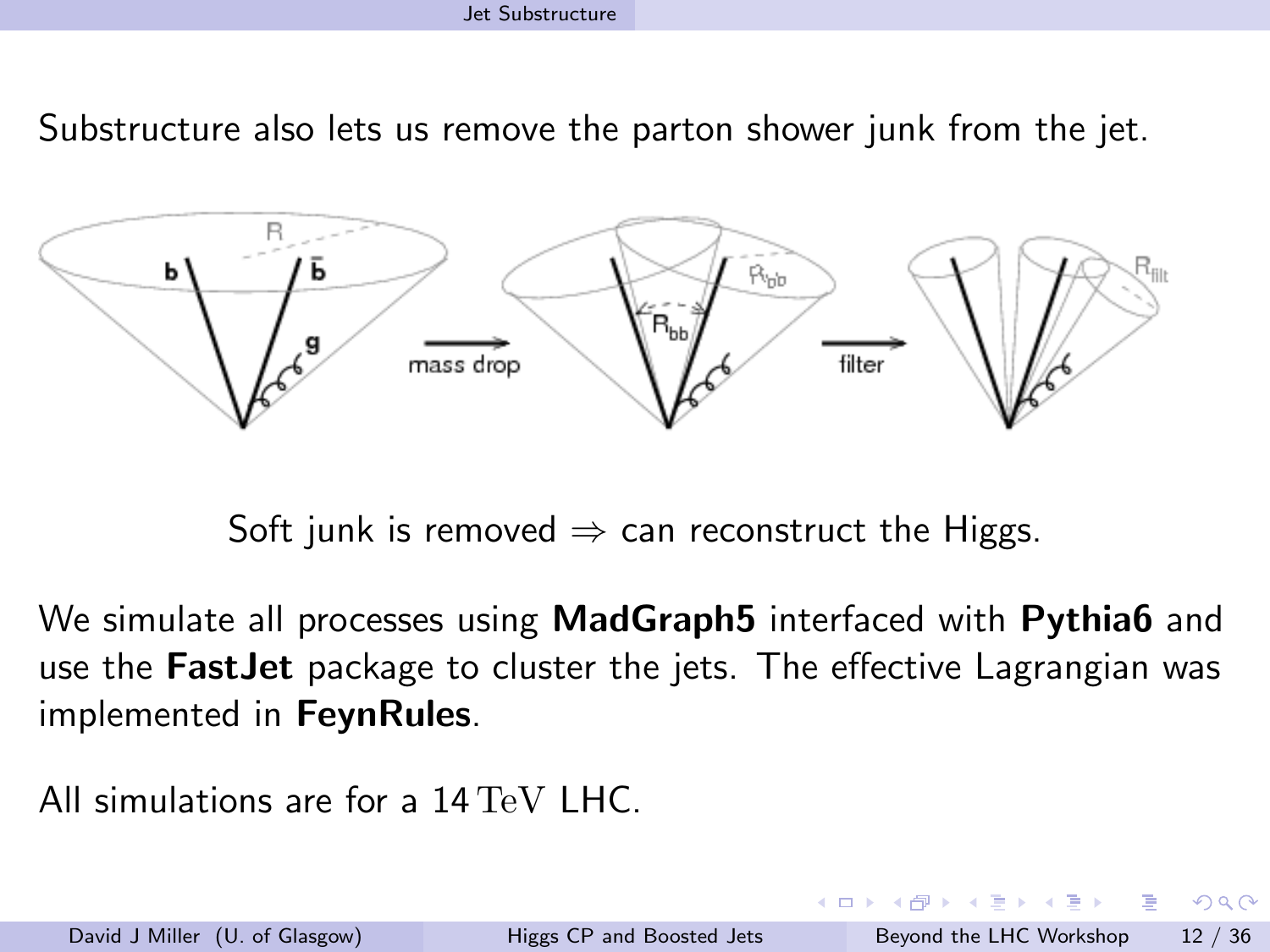Substructure also lets us remove the parton shower junk from the jet.

Soft junk is removed $\Rightarrow$ can reconstruct the Higgs.

We simulate all processes using **MadGraph5** interfaced with **Pythia6** and use the **FastJet** package to cluster the jets. The effective Lagrangian was implemented in **FeynRules**.

All simulations are for a 14 $\mathrm{TeV}$ LHC.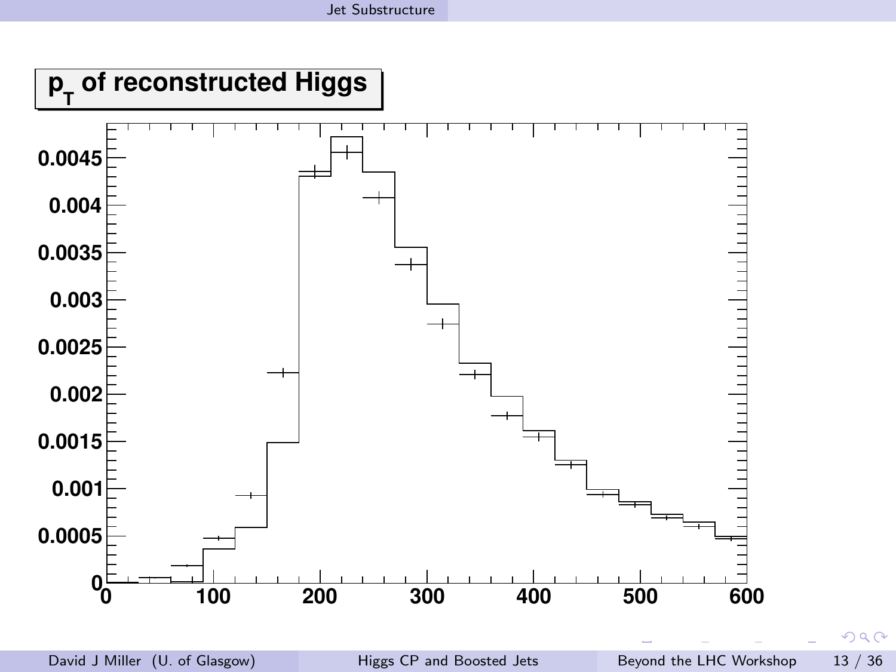# $p_T$ of reconstructed Higgs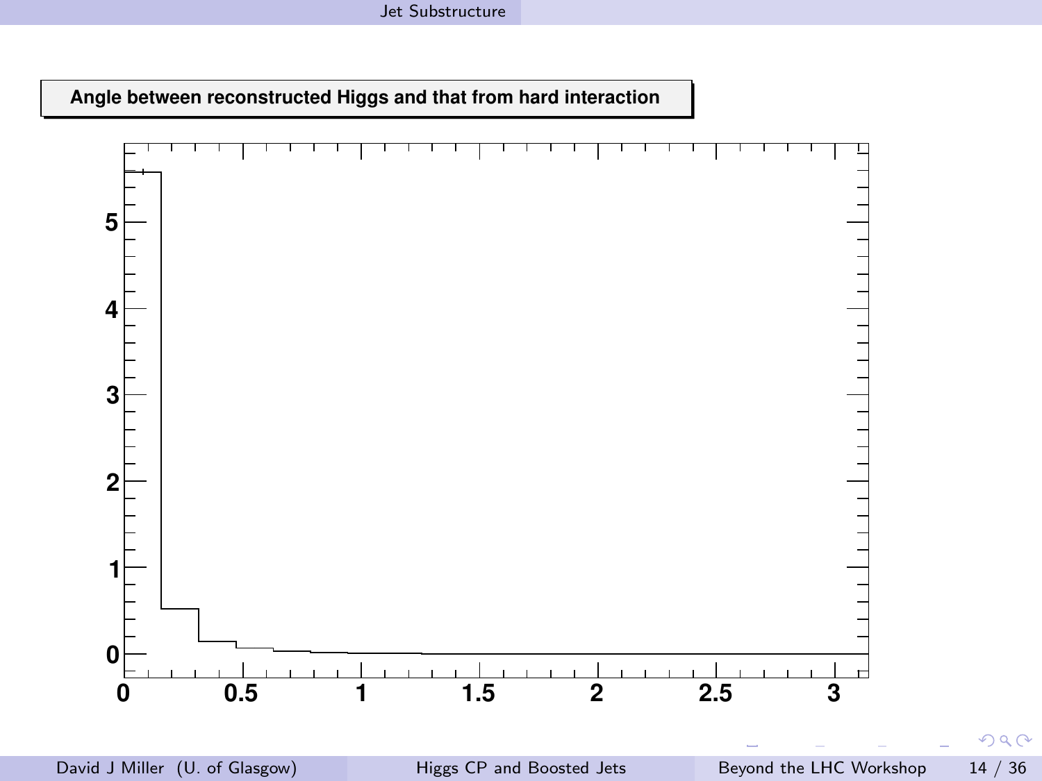**Angle between reconstructed Higgs and that from hard interaction**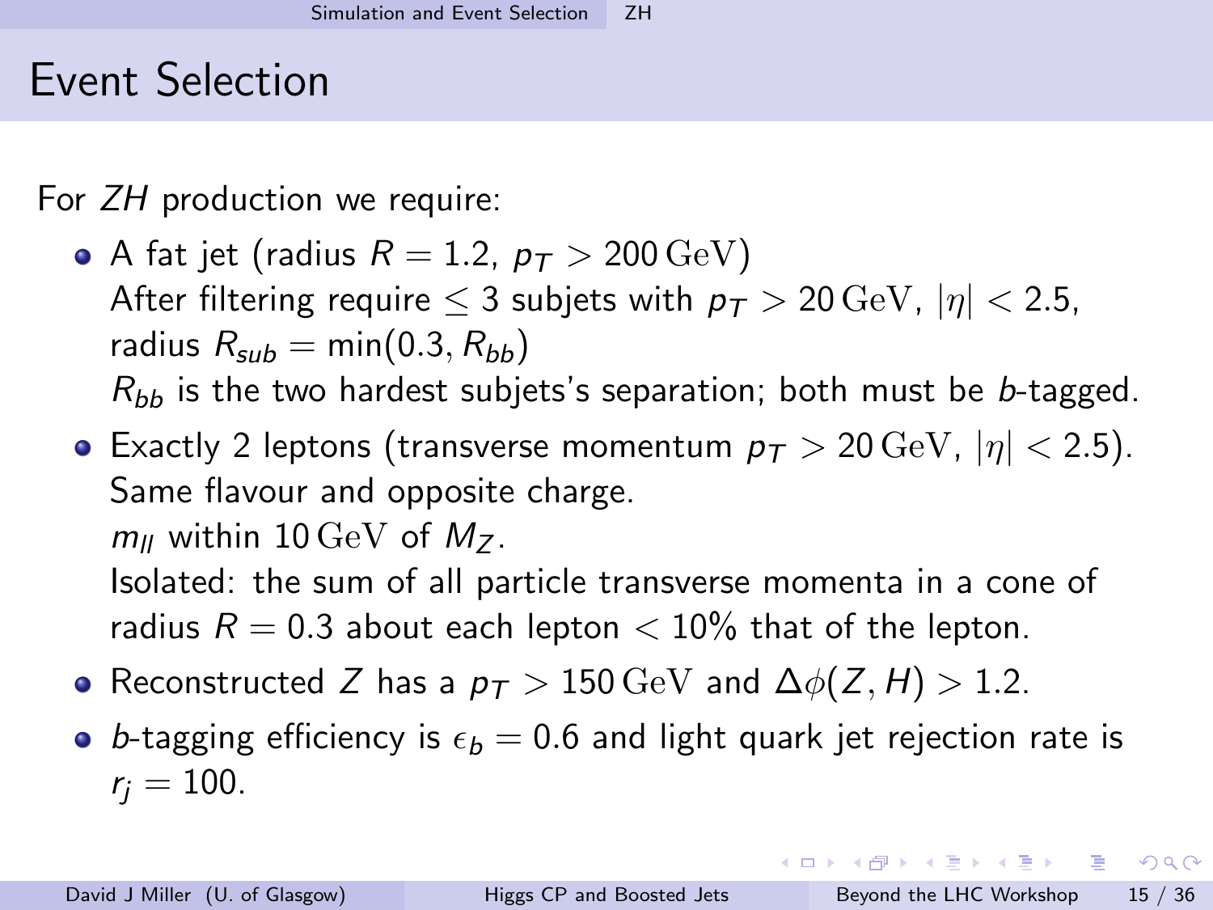# Event Selection

For $ZH$ production we require:

- A fat jet (radius $R = 1.2$, $p_T > 200\,\mathrm{GeV}$)
  After filtering require $\leq 3$ subjets with $p_T > 20\,\mathrm{GeV}$, $|\eta| < 2.5$, radius $R_{sub} = \min(0.3, R_{bb})$
  $R_{bb}$ is the two hardest subjets's separation; both must be $b$-tagged.
- Exactly 2 leptons (transverse momentum $p_T > 20\,\mathrm{GeV}$, $|\eta| < 2.5$).
  Same flavour and opposite charge.
  $m_{ll}$ within $10\,\mathrm{GeV}$ of $M_Z$.
  Isolated: the sum of all particle transverse momenta in a cone of radius $R = 0.3$ about each lepton $< 10\%$ that of the lepton.
- Reconstructed $Z$ has a $p_T > 150\,\mathrm{GeV}$ and $\Delta\phi(Z, H) > 1.2$.
- $b$-tagging efficiency is $\epsilon_b = 0.6$ and light quark jet rejection rate is $r_j = 100$.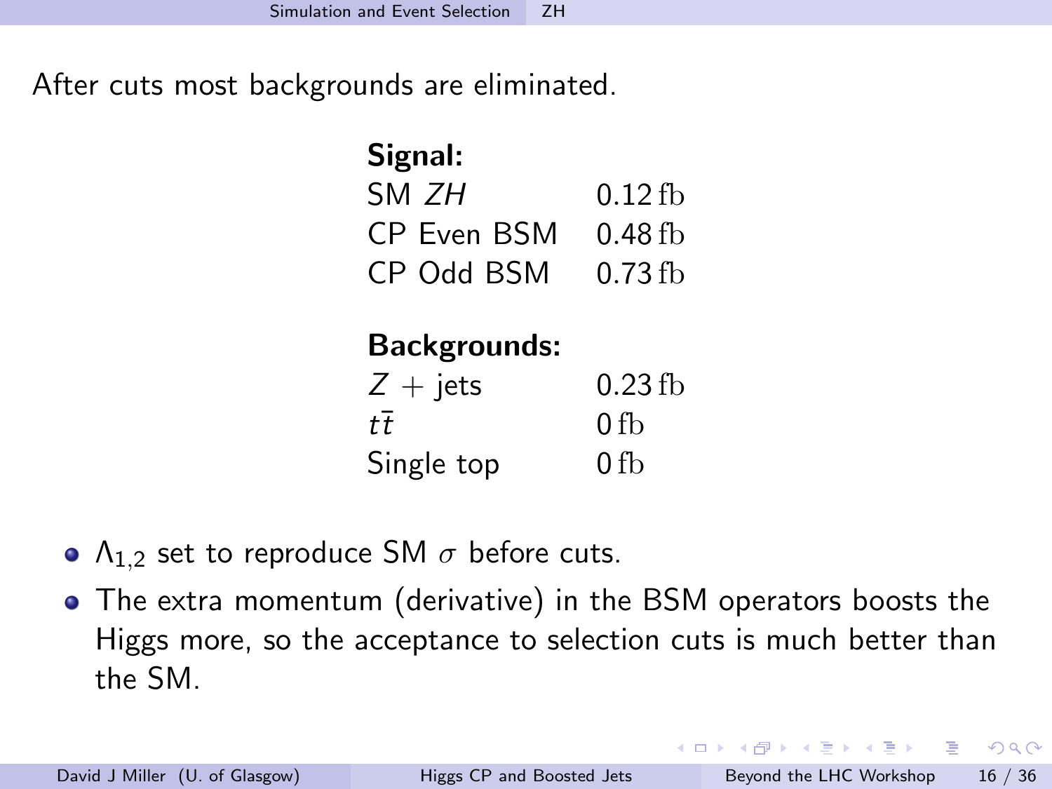After cuts most backgrounds are eliminated.

| **Signal:** | |
|---|---|
| SM $ZH$ | $0.12\,\mathrm{fb}$ |
| CP Even BSM | $0.48\,\mathrm{fb}$ |
| CP Odd BSM | $0.73\,\mathrm{fb}$ |

| **Backgrounds:** | |
|---|---|
| $Z$ + jets | $0.23\,\mathrm{fb}$ |
| $t\bar{t}$ | $0\,\mathrm{fb}$ |
| Single top | $0\,\mathrm{fb}$ |

- $\Lambda_{1,2}$ set to reproduce SM $\sigma$ before cuts.
- The extra momentum (derivative) in the BSM operators boosts the Higgs more, so the acceptance to selection cuts is much better than the SM.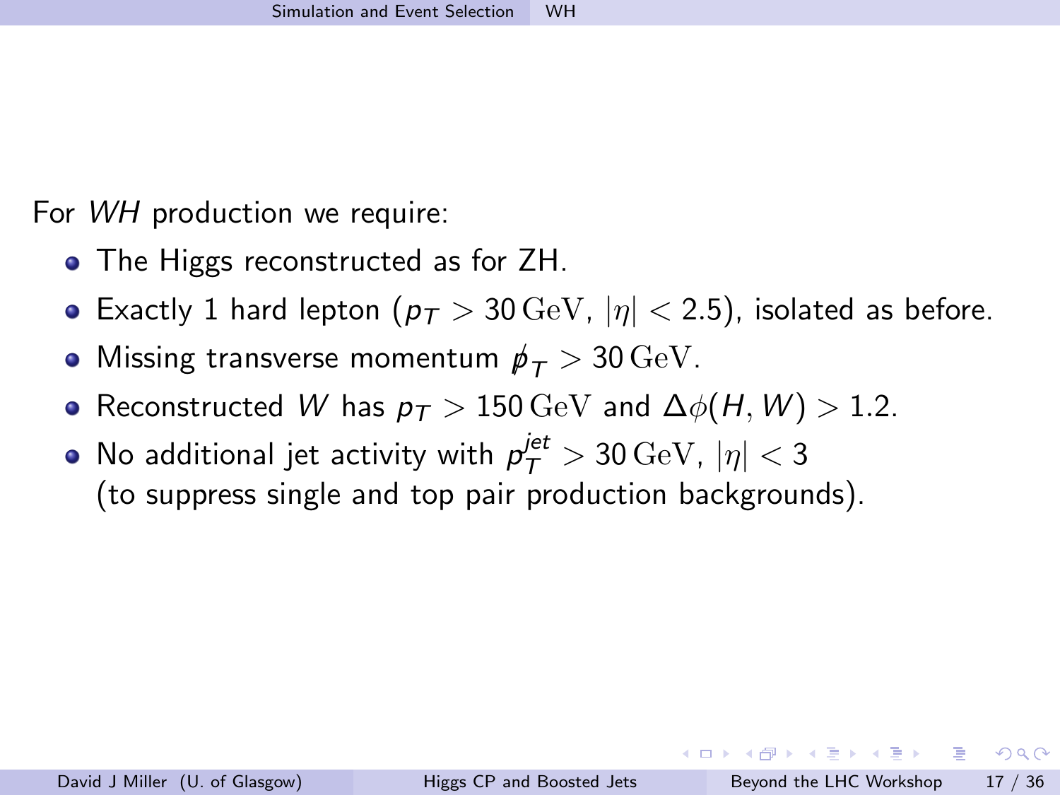For *WH* production we require:

- The Higgs reconstructed as for ZH.
- Exactly 1 hard lepton ($p_T > 30\,\mathrm{GeV}$, $|\eta| < 2.5$), isolated as before.
- Missing transverse momentum $\not{p}_T > 30\,\mathrm{GeV}$.
- Reconstructed $W$ has $p_T > 150\,\mathrm{GeV}$ and $\Delta\phi(H, W) > 1.2$.
- No additional jet activity with $p_T^{jet} > 30\,\mathrm{GeV}$, $|\eta| < 3$ (to suppress single and top pair production backgrounds).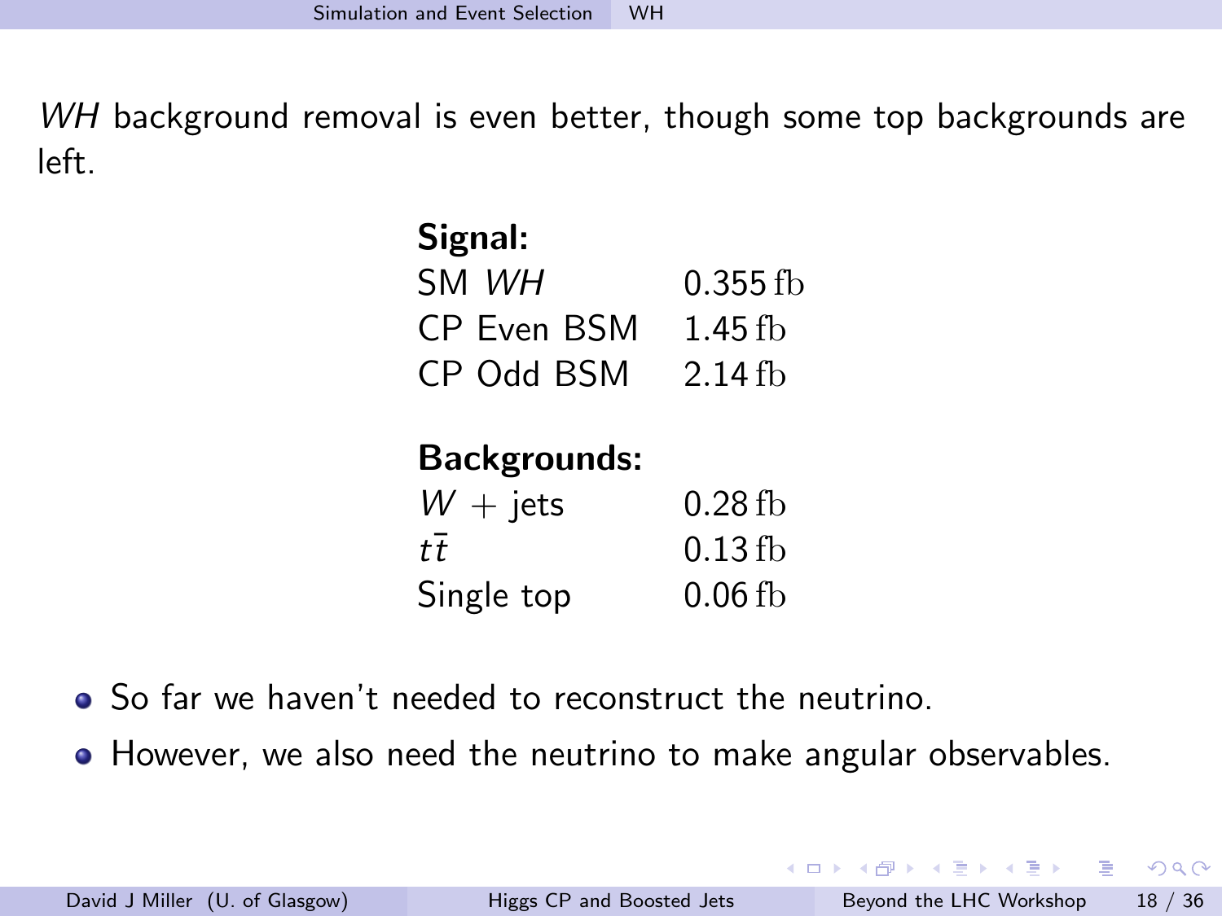*WH* background removal is even better, though some top backgrounds are left.

| **Signal:** | |
|---|---|
| SM *WH* | 0.355 fb |
| CP Even BSM | 1.45 fb |
| CP Odd BSM | 2.14 fb |

| **Backgrounds:** | |
|---|---|
| $W$ + jets | 0.28 fb |
| $t\bar{t}$ | 0.13 fb |
| Single top | 0.06 fb |

- So far we haven't needed to reconstruct the neutrino.
- However, we also need the neutrino to make angular observables.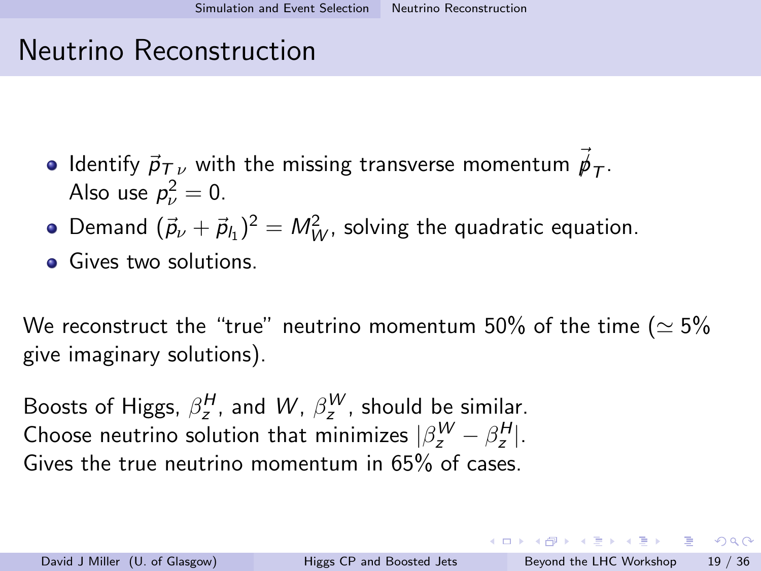# Neutrino Reconstruction

- Identify $\vec{p}_{T\,\nu}$ with the missing transverse momentum $\vec{\not{p}}_T$. Also use $p_\nu^2 = 0$.
- Demand $(\vec{p}_\nu + \vec{p}_{l_1})^2 = M_W^2$, solving the quadratic equation.
- Gives two solutions.

We reconstruct the "true" neutrino momentum 50% of the time ($\simeq 5\%$ give imaginary solutions).

Boosts of Higgs, $\beta_z^H$, and $W$, $\beta_z^W$, should be similar.
Choose neutrino solution that minimizes $|\beta_z^W - \beta_z^H|$.
Gives the true neutrino momentum in 65% of cases.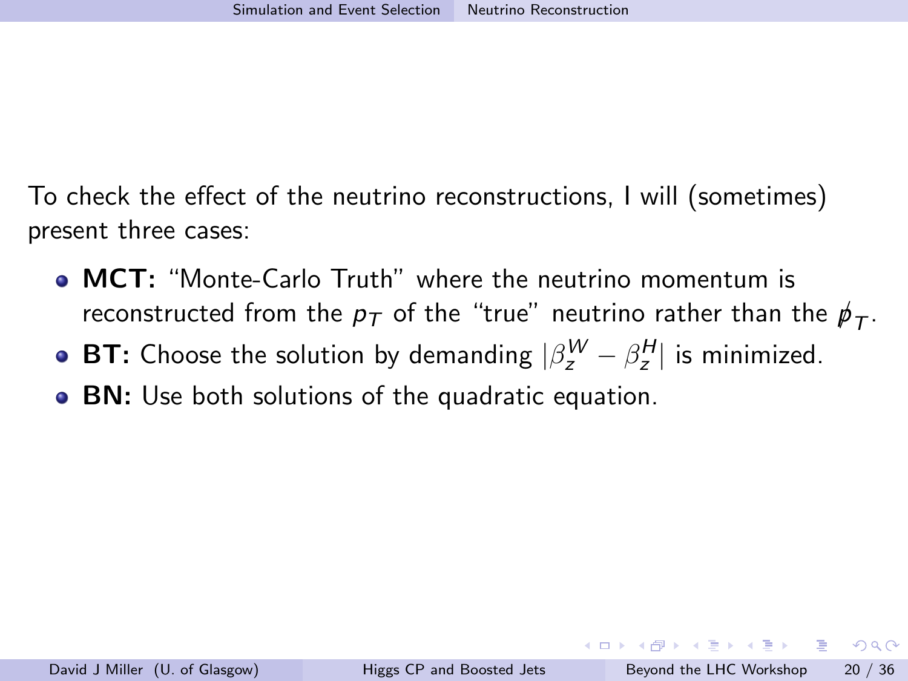To check the effect of the neutrino reconstructions, I will (sometimes) present three cases:

- **MCT:** "Monte-Carlo Truth" where the neutrino momentum is reconstructed from the $p_T$ of the "true" neutrino rather than the $\not{p}_T$.
- **BT:** Choose the solution by demanding $|\beta_z^W - \beta_z^H|$ is minimized.
- **BN:** Use both solutions of the quadratic equation.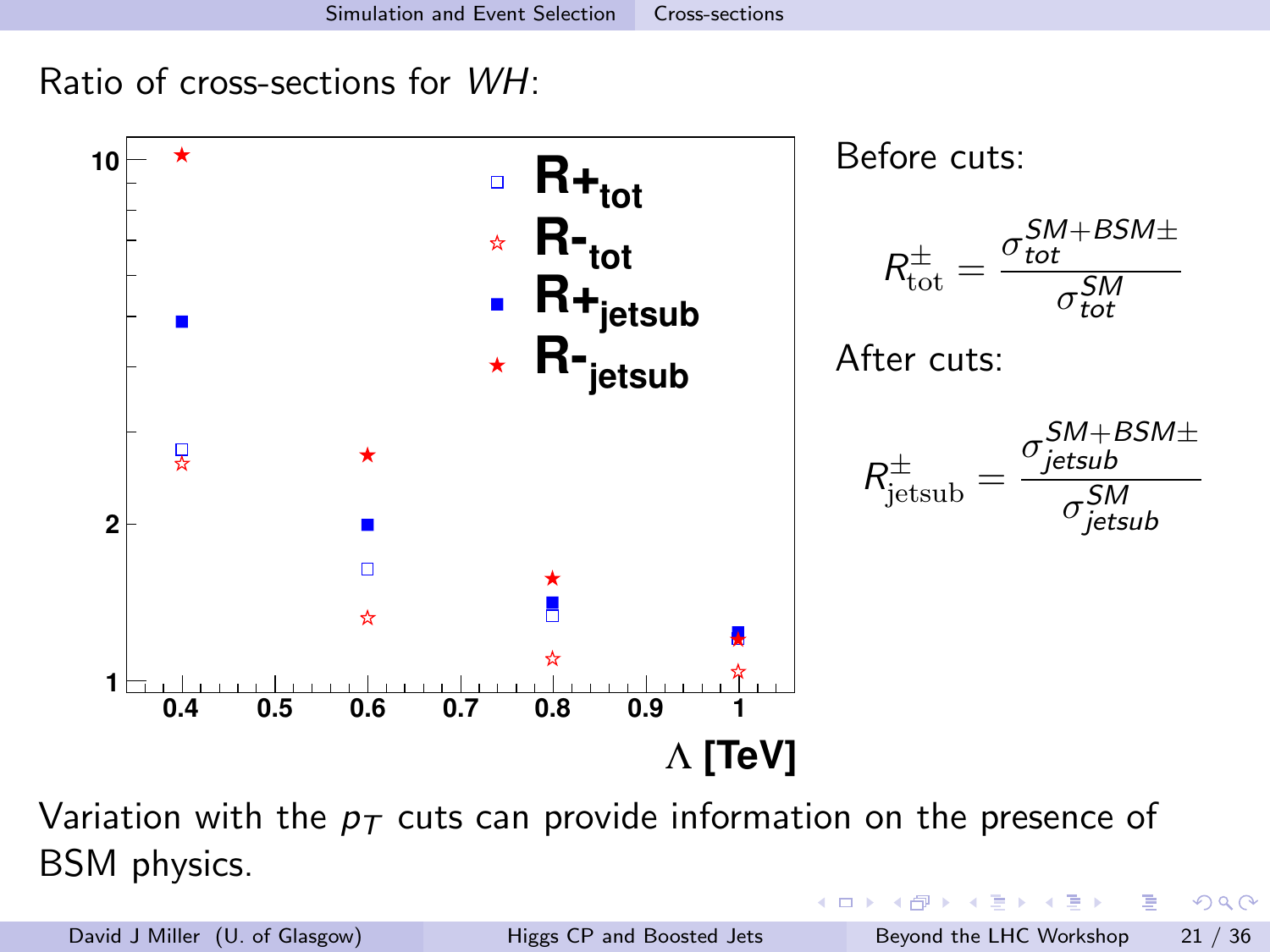Ratio of cross-sections for *WH*:

Before cuts:

$$R^{\pm}_{\text{tot}} = \frac{\sigma^{SM+BSM\pm}_{tot}}{\sigma^{SM}_{tot}}$$

After cuts:

$$R^{\pm}_{\text{jetsub}} = \frac{\sigma^{SM+BSM\pm}_{jetsub}}{\sigma^{SM}_{jetsub}}$$

Variation with the $p_T$ cuts can provide information on the presence of BSM physics.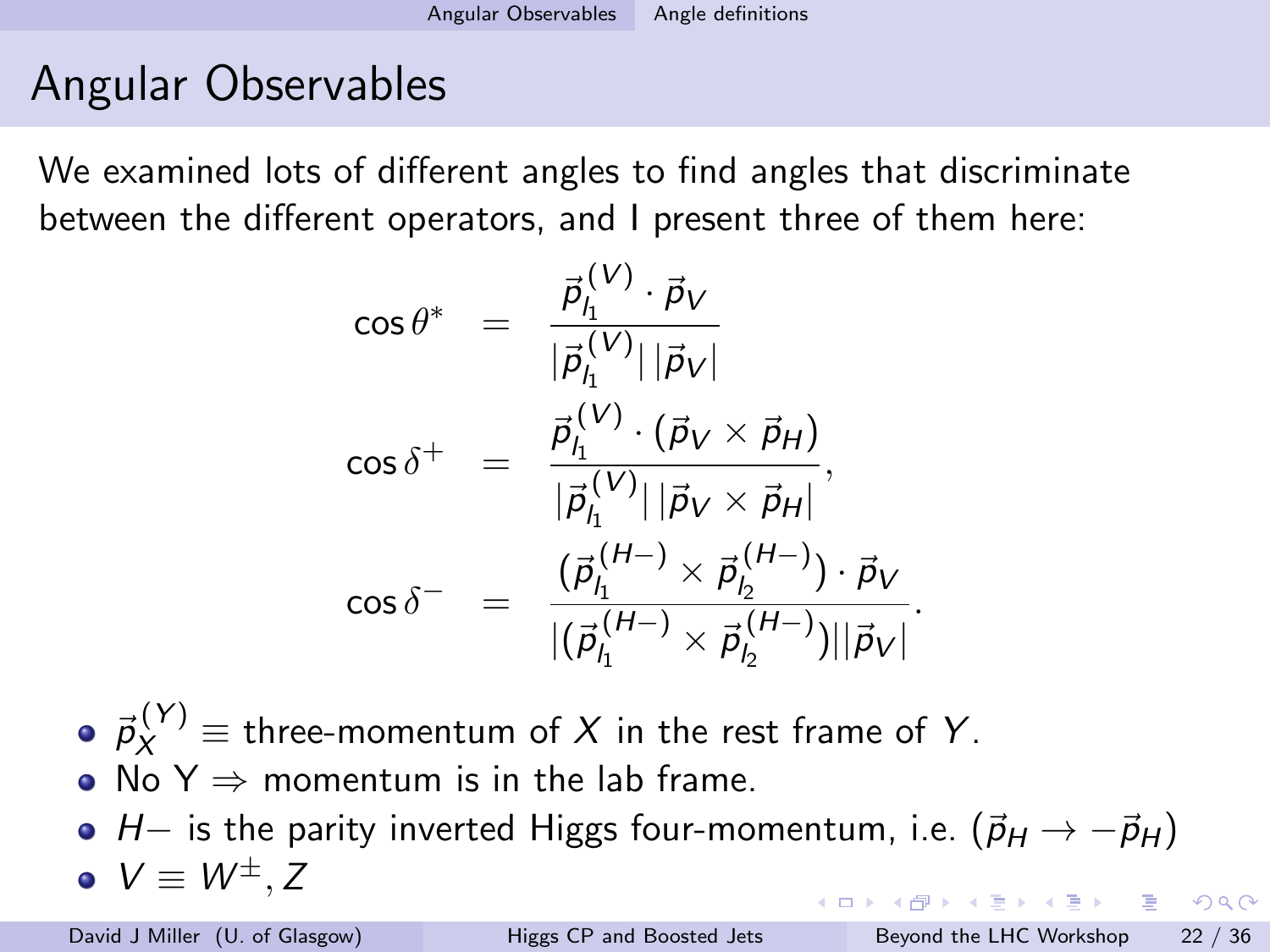# Angular Observables

We examined lots of different angles to find angles that discriminate between the different operators, and I present three of them here:

$$
\begin{aligned}
\cos\theta^* &= \frac{\vec{p}_{l_1}^{\,(V)} \cdot \vec{p}_V}{|\vec{p}_{l_1}^{\,(V)}|\,|\vec{p}_V|} \\
\cos\delta^+ &= \frac{\vec{p}_{l_1}^{\,(V)} \cdot (\vec{p}_V \times \vec{p}_H)}{|\vec{p}_{l_1}^{\,(V)}|\,|\vec{p}_V \times \vec{p}_H|}, \\
\cos\delta^- &= \frac{(\vec{p}_{l_1}^{\,(H-)} \times \vec{p}_{l_2}^{\,(H-)}) \cdot \vec{p}_V}{|(\vec{p}_{l_1}^{\,(H-)} \times \vec{p}_{l_2}^{\,(H-)})||\vec{p}_V|}.
\end{aligned}
$$

- $\vec{p}_X^{\,(Y)} \equiv$ three-momentum of $X$ in the rest frame of $Y$.
- No Y $\Rightarrow$ momentum is in the lab frame.
- $H-$ is the parity inverted Higgs four-momentum, i.e. $(\vec{p}_H \to -\vec{p}_H)$
- $V \equiv W^{\pm}, Z$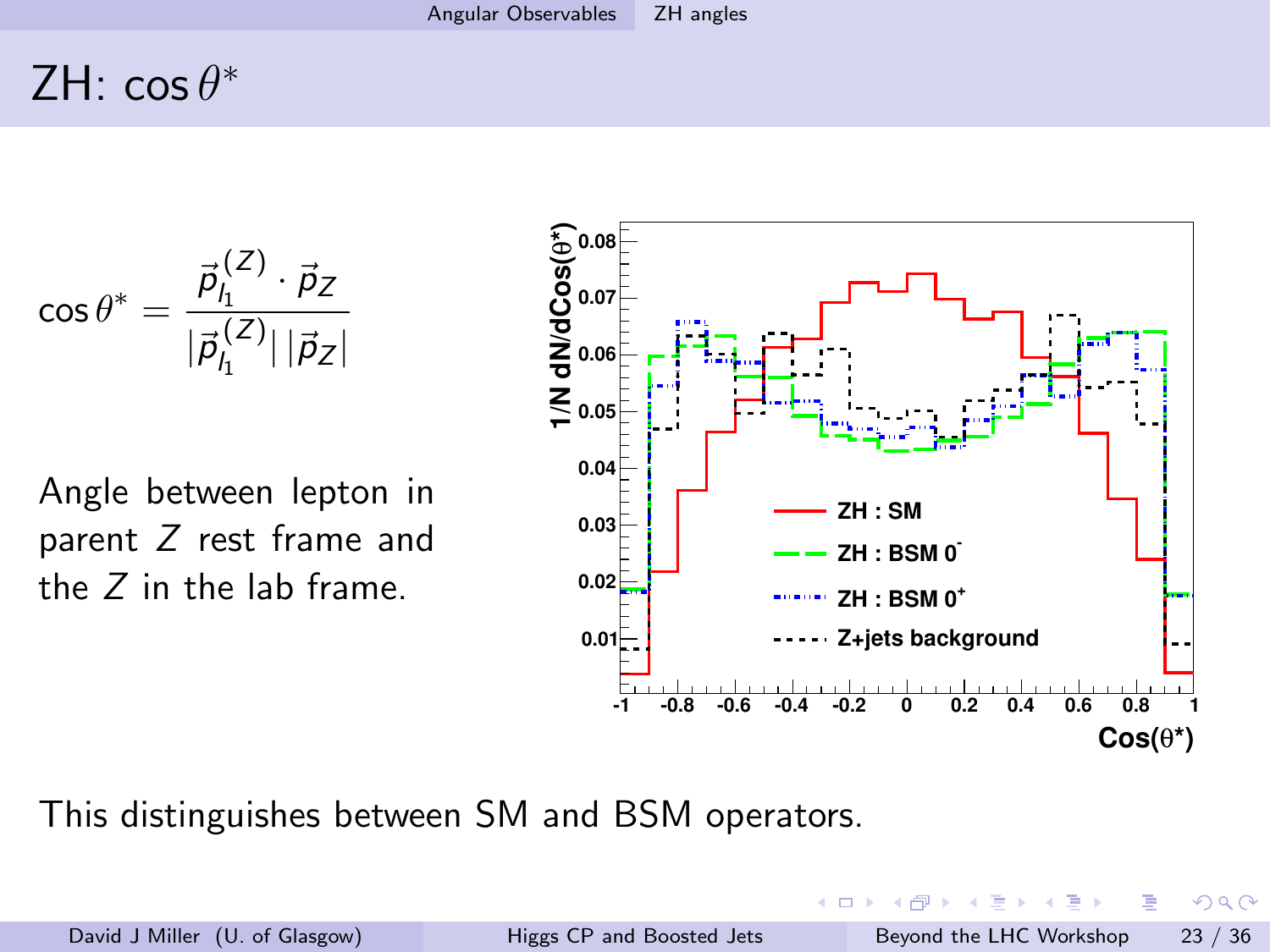# ZH: $\cos\theta^*$

$$\cos\theta^* = \frac{\vec{p}_{l_1}^{\,(Z)} \cdot \vec{p}_Z}{|\vec{p}_{l_1}^{\,(Z)}|\,|\vec{p}_Z|}$$

Angle between lepton in parent $Z$ rest frame and the $Z$ in the lab frame.

This distinguishes between SM and BSM operators.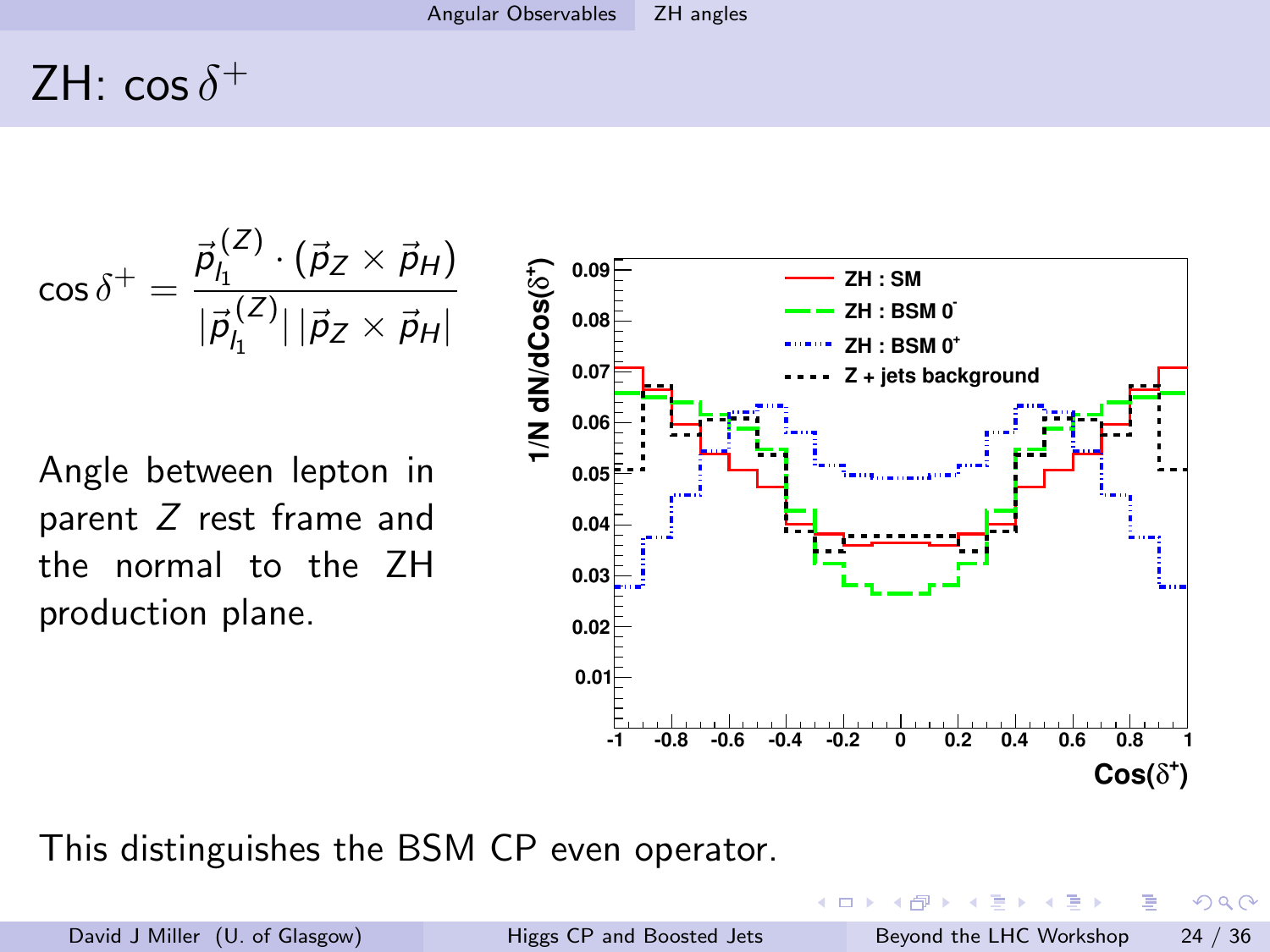# ZH: $\cos\delta^+$

$$\cos\delta^+ = \frac{\vec{p}_{l_1}^{\,(Z)} \cdot (\vec{p}_Z \times \vec{p}_H)}{|\vec{p}_{l_1}^{\,(Z)}|\,|\vec{p}_Z \times \vec{p}_H|}$$

Angle between lepton in parent $Z$ rest frame and the normal to the ZH production plane.

This distinguishes the BSM CP even operator.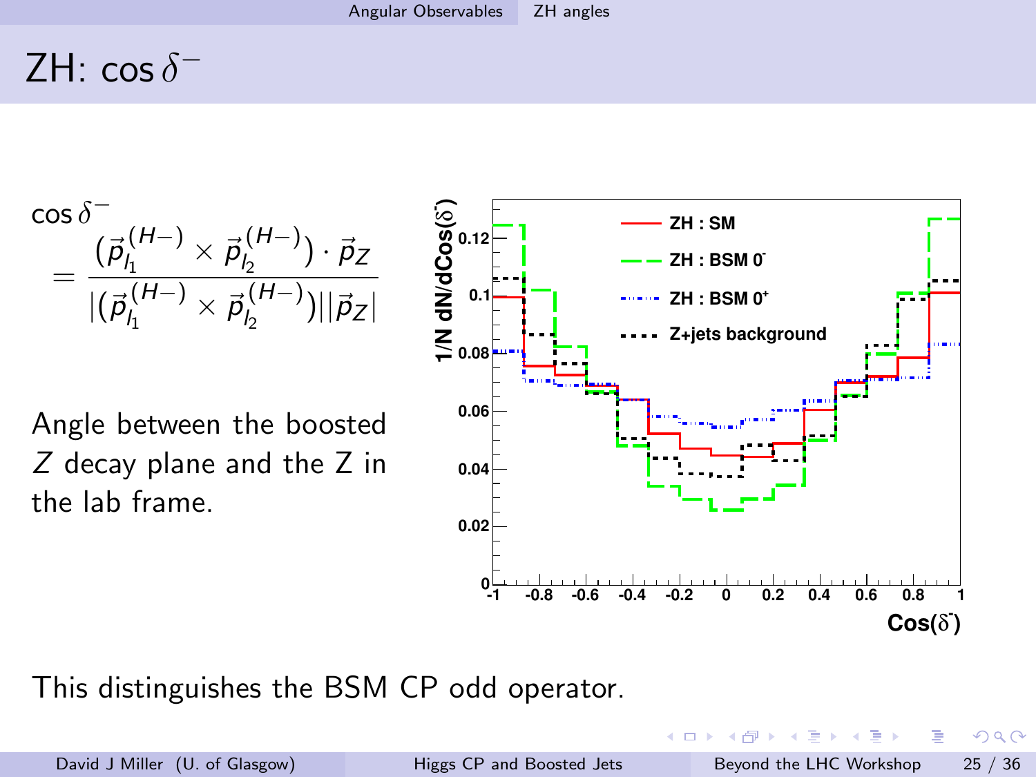# ZH: $\cos\delta^-$

$$\cos\delta^- = \frac{(\vec{p}_{l_1}^{(H-)} \times \vec{p}_{l_2}^{(H-)}) \cdot \vec{p}_Z}{|(\vec{p}_{l_1}^{(H-)} \times \vec{p}_{l_2}^{(H-)})||\vec{p}_Z|}$$

Angle between the boosted $Z$ decay plane and the Z in the lab frame.

This distinguishes the BSM CP odd operator.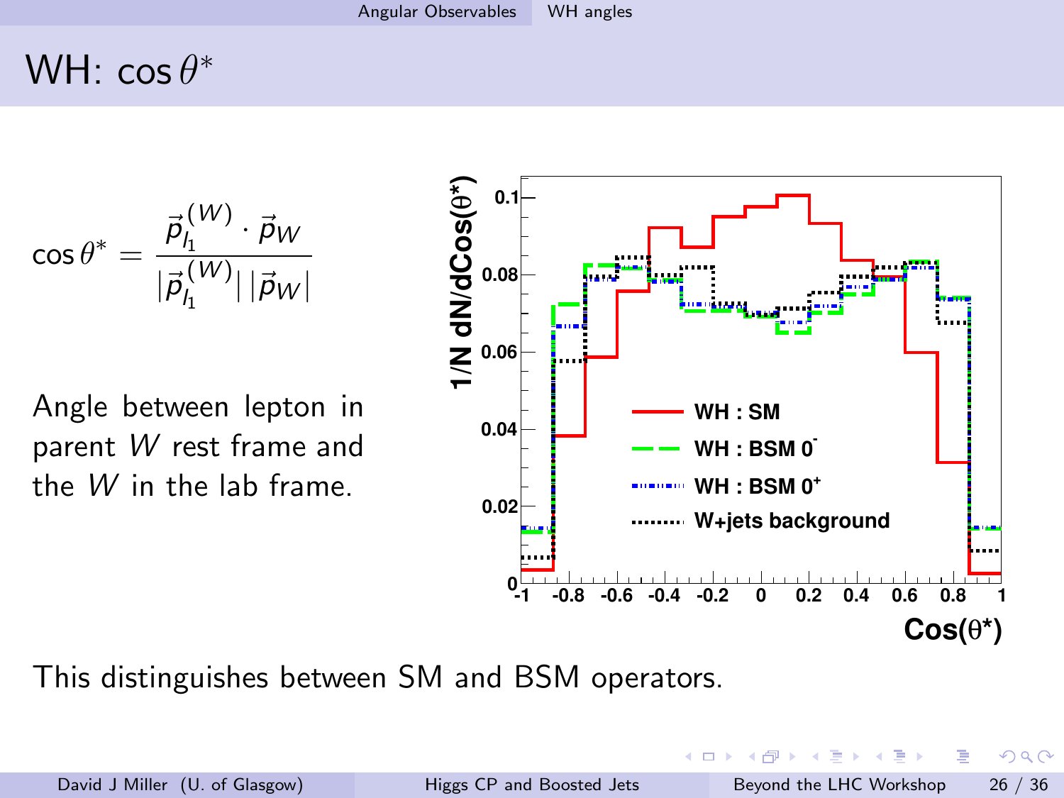# WH: $\cos\theta^*$

$$\cos\theta^* = \frac{\vec{p}_{l_1}^{\,(W)} \cdot \vec{p}_W}{|\vec{p}_{l_1}^{\,(W)}|\,|\vec{p}_W|}$$

Angle between lepton in parent $W$ rest frame and the $W$ in the lab frame.

This distinguishes between SM and BSM operators.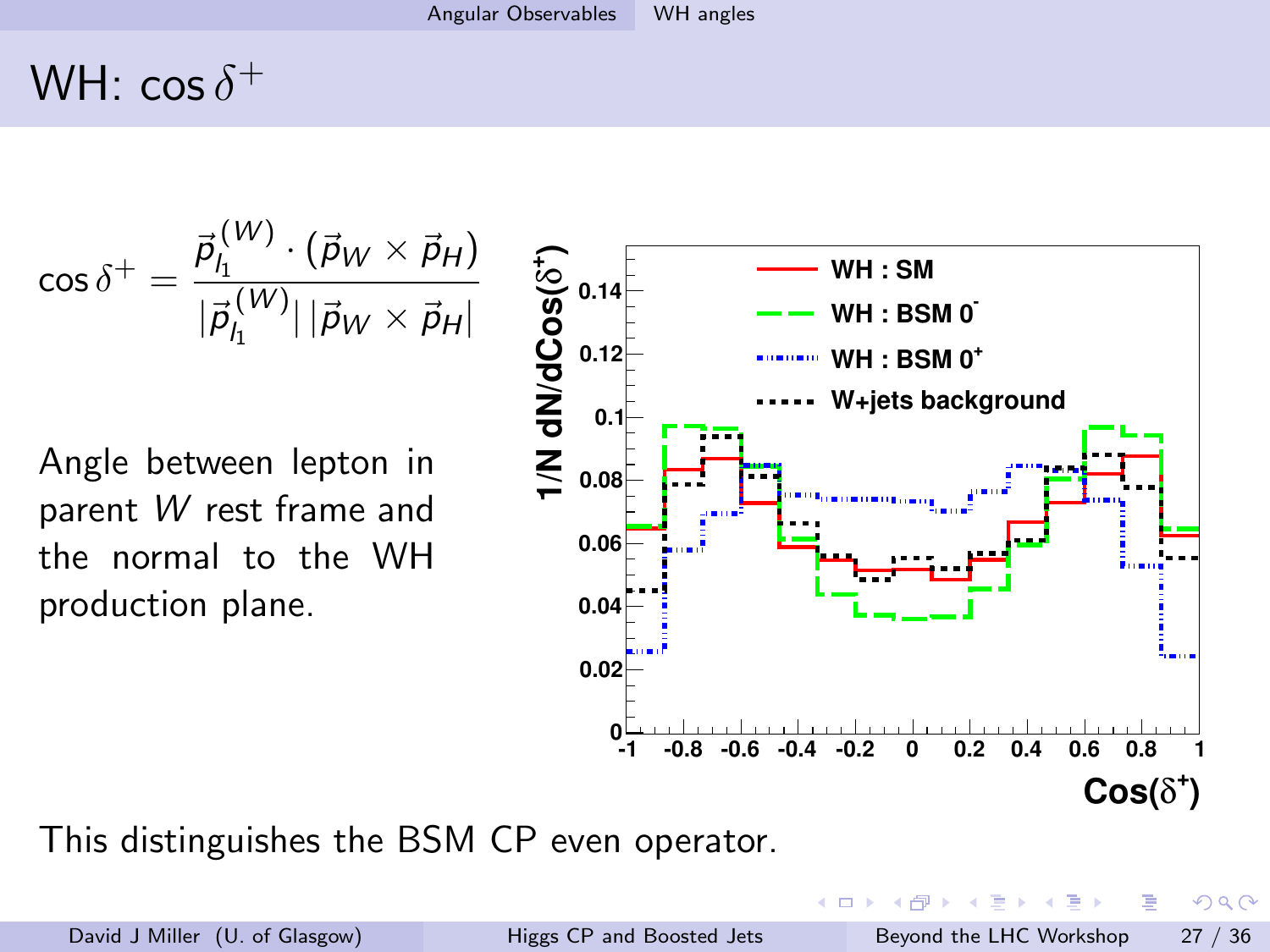# WH: $\cos\delta^+$

$$\cos\delta^+ = \frac{\vec{p}_{l_1}^{\,(W)} \cdot (\vec{p}_W \times \vec{p}_H)}{|\vec{p}_{l_1}^{\,(W)}|\,|\vec{p}_W \times \vec{p}_H|}$$

Angle between lepton in parent $W$ rest frame and the normal to the WH production plane.

This distinguishes the BSM CP even operator.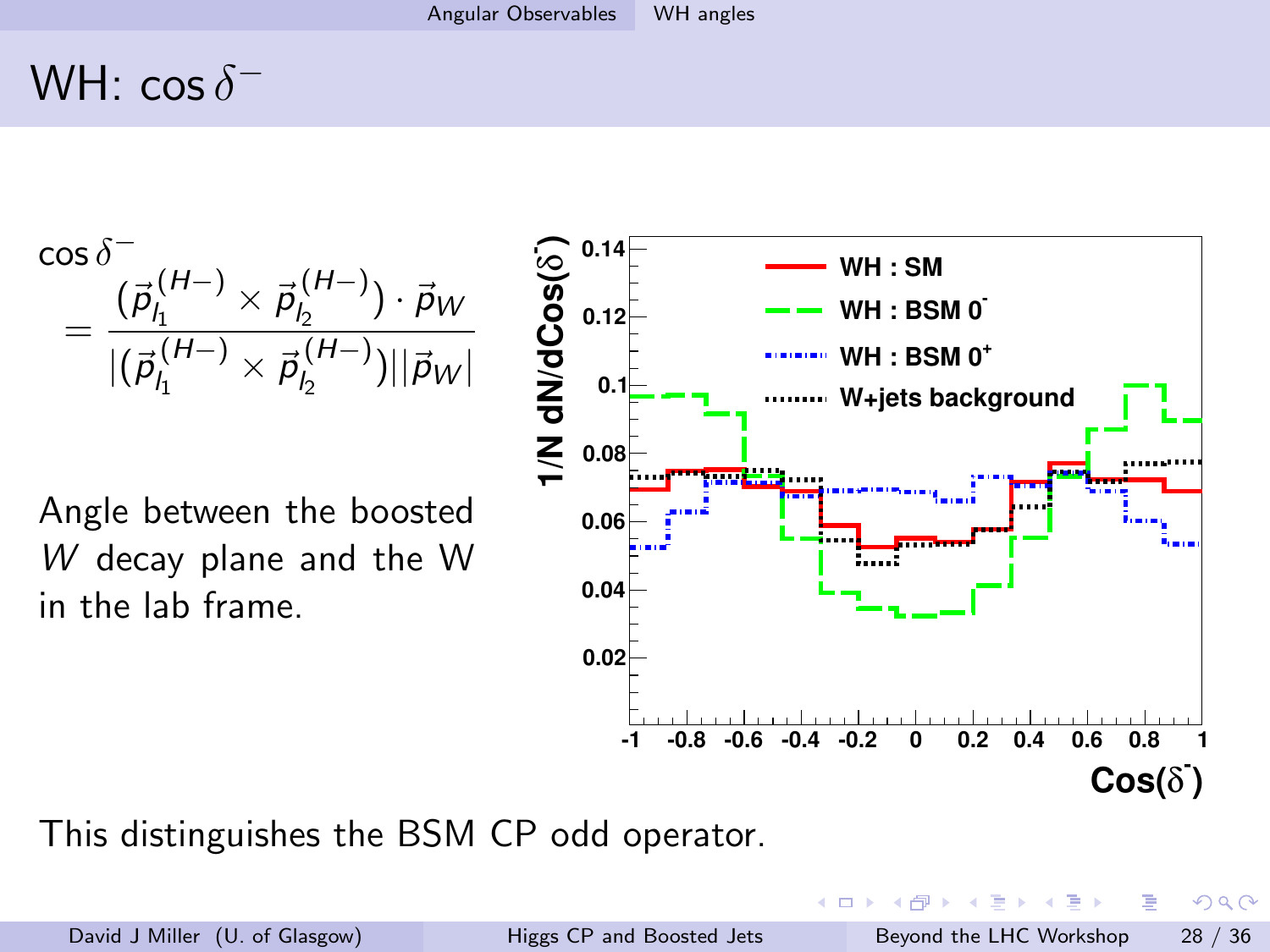# WH: $\cos\delta^-$

$$\cos\delta^- = \frac{(\vec{p}_{l_1}^{\,(H-)} \times \vec{p}_{l_2}^{\,(H-)}) \cdot \vec{p}_W}{|(\vec{p}_{l_1}^{\,(H-)} \times \vec{p}_{l_2}^{\,(H-)})||\vec{p}_W|}$$

Angle between the boosted $W$ decay plane and the W in the lab frame.

This distinguishes the BSM CP odd operator.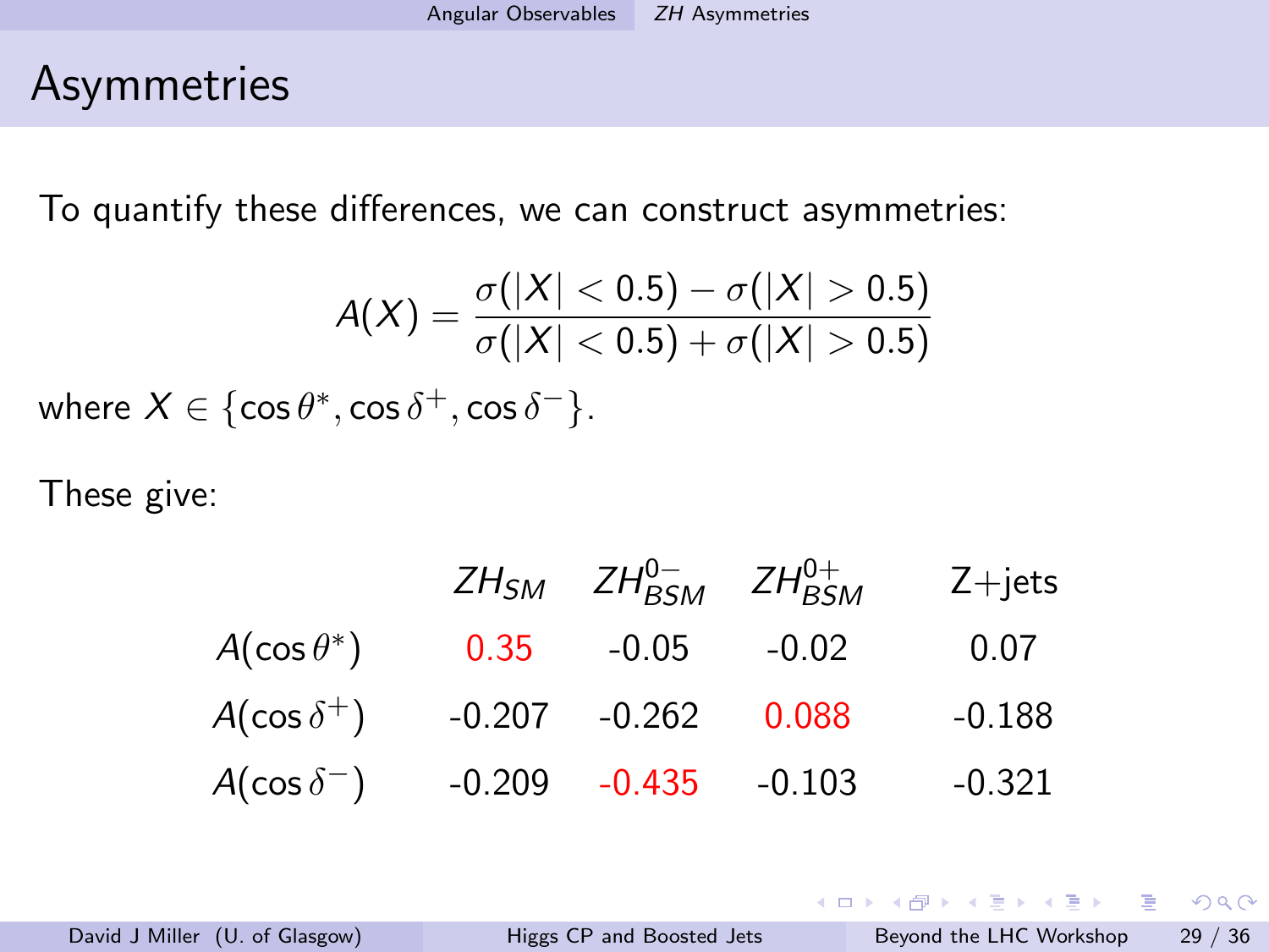# Asymmetries

To quantify these differences, we can construct asymmetries:

$$A(X) = \frac{\sigma(|X| < 0.5) - \sigma(|X| > 0.5)}{\sigma(|X| < 0.5) + \sigma(|X| > 0.5)}$$

where $X \in \{\cos\theta^*, \cos\delta^+, \cos\delta^-\}$.

These give:

| | $ZH_{SM}$ | $ZH^{0-}_{BSM}$ | $ZH^{0+}_{BSM}$ | Z+jets |
|---|---|---|---|---|
| $A(\cos\theta^*)$ | 0.35 | -0.05 | -0.02 | 0.07 |
| $A(\cos\delta^+)$ | -0.207 | -0.262 | 0.088 | -0.188 |
| $A(\cos\delta^-)$ | -0.209 | -0.435 | -0.103 | -0.321 |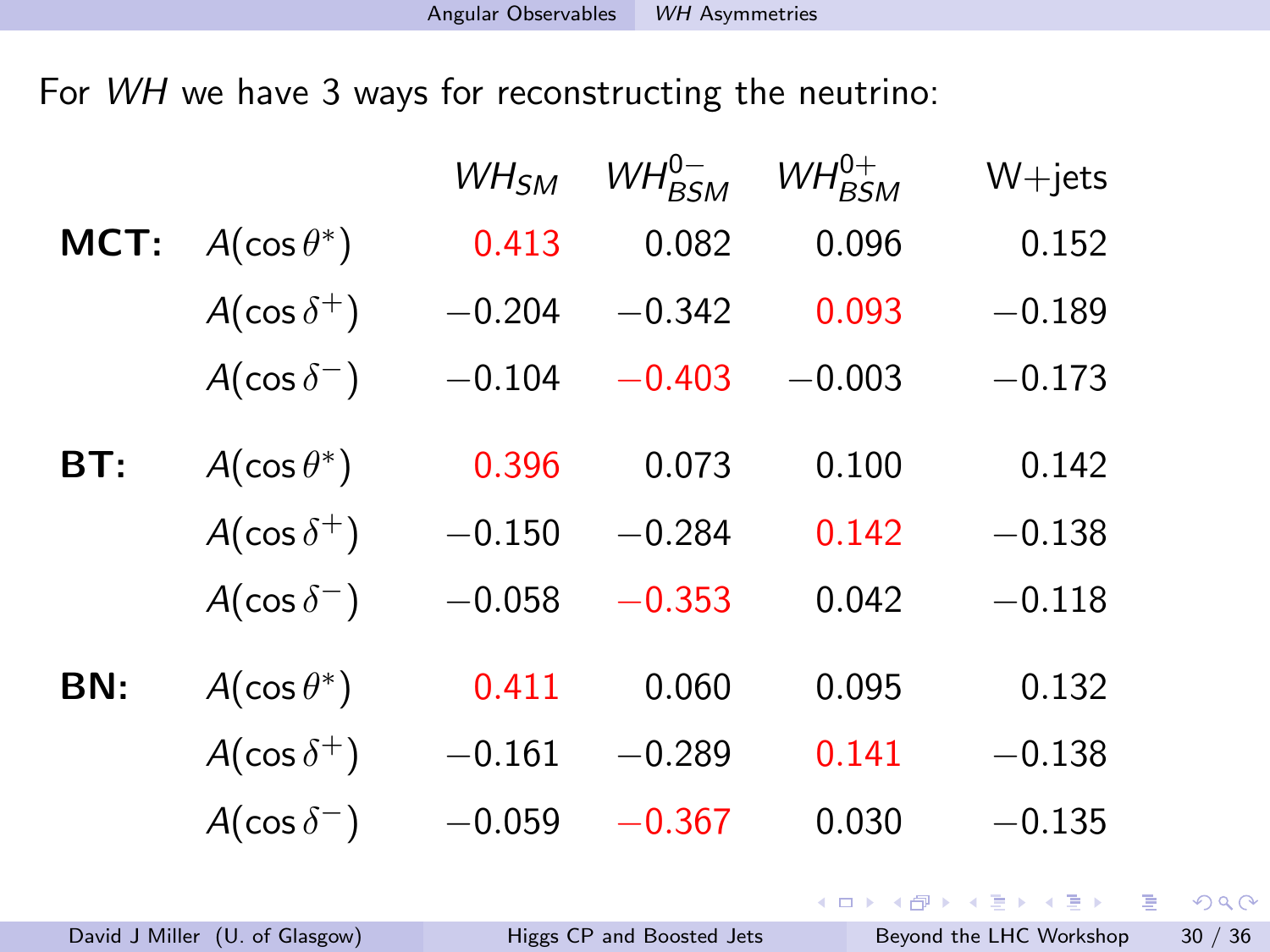For $WH$ we have 3 ways for reconstructing the neutrino:

| | | $WH_{SM}$ | $WH^{0-}_{BSM}$ | $WH^{0+}_{BSM}$ | W+jets |
|---|---|---|---|---|---|
| **MCT:** | $A(\cos\theta^*)$ | 0.413 | 0.082 | 0.096 | 0.152 |
| | $A(\cos\delta^+)$ | −0.204 | −0.342 | 0.093 | −0.189 |
| | $A(\cos\delta^-)$ | −0.104 | −0.403 | −0.003 | −0.173 |
| **BT:** | $A(\cos\theta^*)$ | 0.396 | 0.073 | 0.100 | 0.142 |
| | $A(\cos\delta^+)$ | −0.150 | −0.284 | 0.142 | −0.138 |
| | $A(\cos\delta^-)$ | −0.058 | −0.353 | 0.042 | −0.118 |
| **BN:** | $A(\cos\theta^*)$ | 0.411 | 0.060 | 0.095 | 0.132 |
| | $A(\cos\delta^+)$ | −0.161 | −0.289 | 0.141 | −0.138 |
| | $A(\cos\delta^-)$ | −0.059 | −0.367 | 0.030 | −0.135 |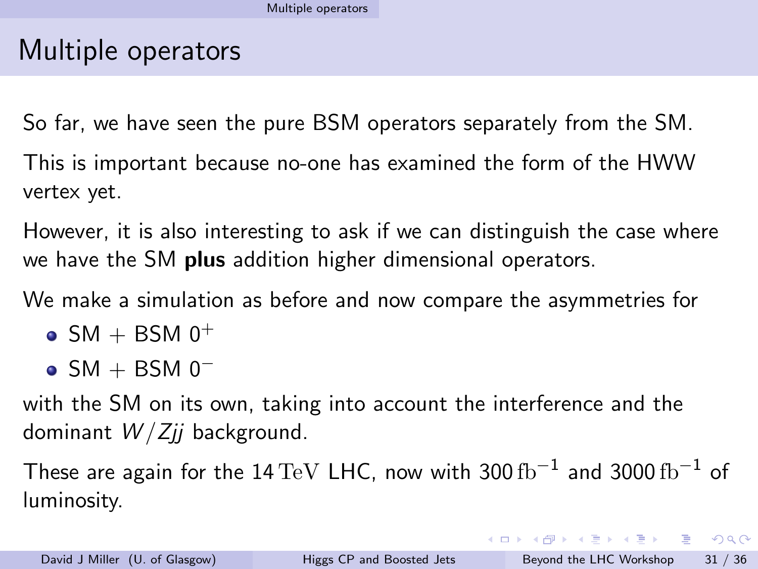# Multiple operators

So far, we have seen the pure BSM operators separately from the SM.

This is important because no-one has examined the form of the HWW vertex yet.

However, it is also interesting to ask if we can distinguish the case where we have the SM **plus** addition higher dimensional operators.

We make a simulation as before and now compare the asymmetries for

- SM + BSM $0^+$
- SM + BSM $0^-$

with the SM on its own, taking into account the interference and the dominant $W/Zjj$ background.

These are again for the $14\,\mathrm{TeV}$ LHC, now with $300\,\mathrm{fb}^{-1}$ and $3000\,\mathrm{fb}^{-1}$ of luminosity.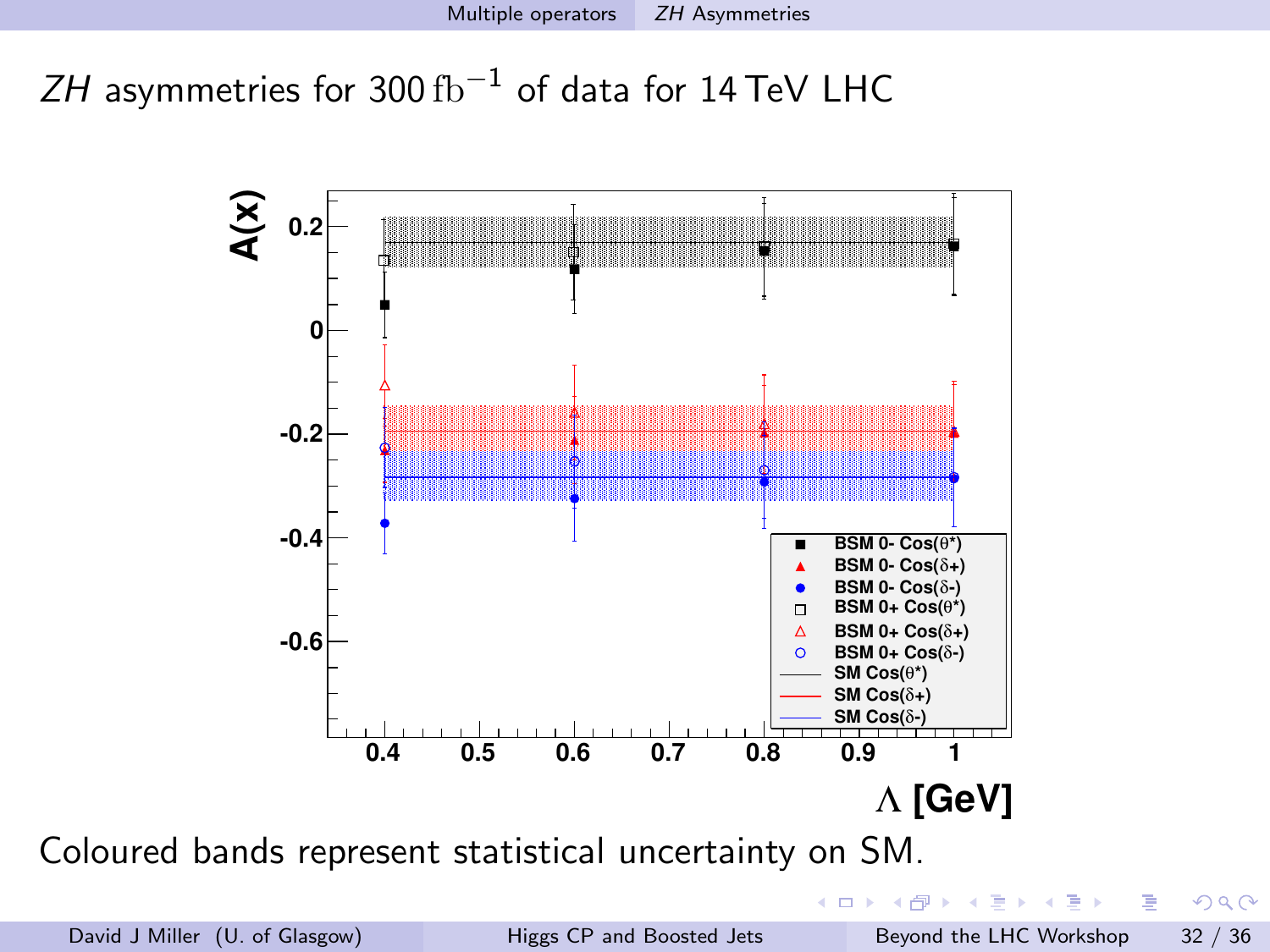# $ZH$ asymmetries for $300\,\mathrm{fb}^{-1}$ of data for 14 TeV LHC

Coloured bands represent statistical uncertainty on SM.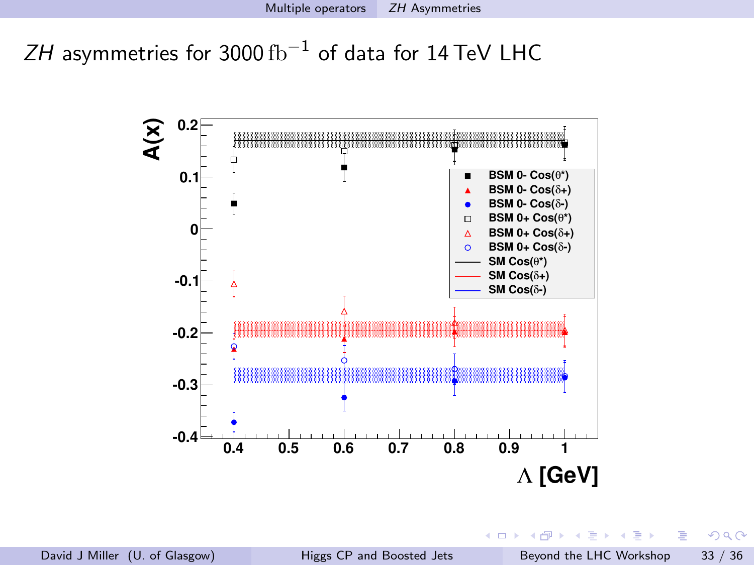# $ZH$ asymmetries for $3000\,\mathrm{fb}^{-1}$ of data for 14 TeV LHC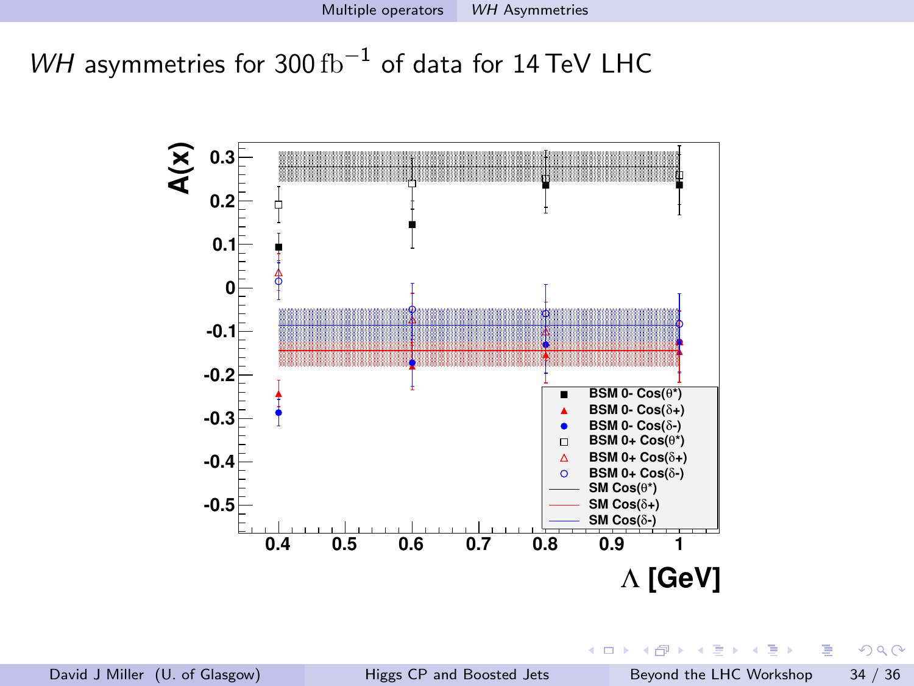# *WH* asymmetries for $300\,\mathrm{fb}^{-1}$ of data for 14 TeV LHC

| Legend |
|---|
| BSM 0- Cos(θ*) |
| BSM 0- Cos(δ+) |
| BSM 0- Cos(δ-) |
| BSM 0+ Cos(θ*) |
| BSM 0+ Cos(δ+) |
| BSM 0+ Cos(δ-) |
| SM Cos(θ*) |
| SM Cos(δ+) |
| SM Cos(δ-) |

A(x) vs. Λ [GeV]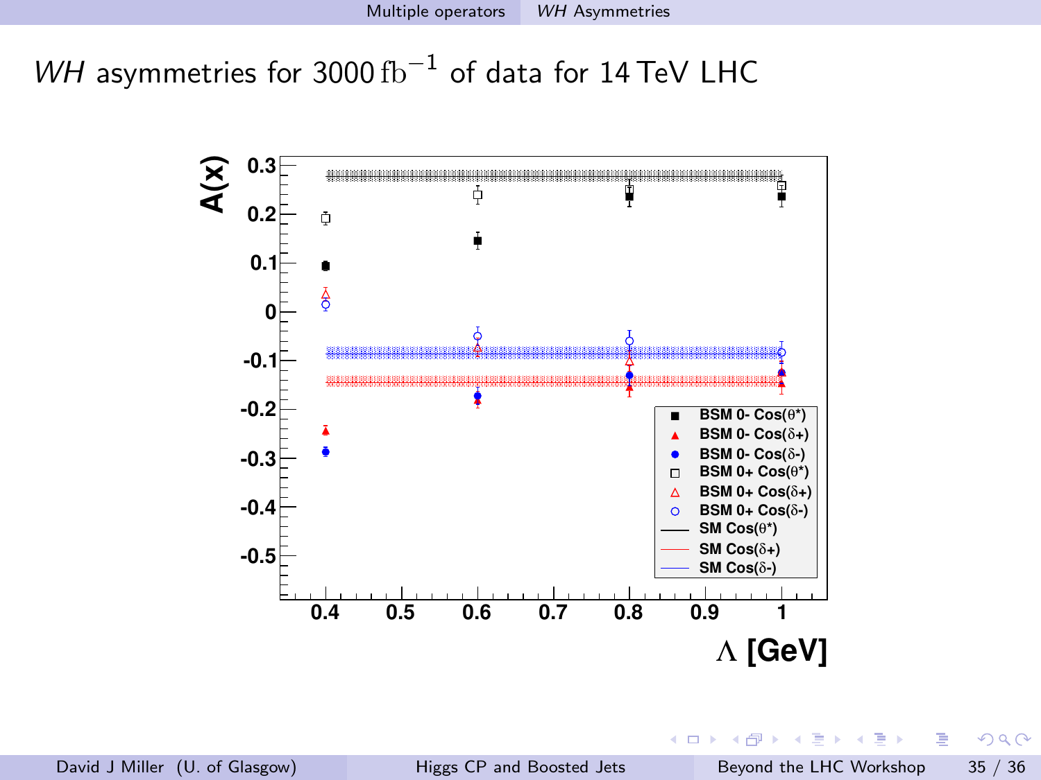*WH* asymmetries for 3000 $\mathrm{fb}^{-1}$ of data for 14 TeV LHC

A(x)

0.3, 0.2, 0.1, 0, -0.1, -0.2, -0.3, -0.4, -0.5

0.4, 0.5, 0.6, 0.7, 0.8, 0.9, 1

$\Lambda$ [GeV]

- BSM 0- Cos($\theta$*)
- BSM 0- Cos($\delta$+)
- BSM 0- Cos($\delta$-)
- BSM 0+ Cos($\theta$*)
- BSM 0+ Cos($\delta$+)
- BSM 0+ Cos($\delta$-)
- SM Cos($\theta$*)
- SM Cos($\delta$+)
- SM Cos($\delta$-)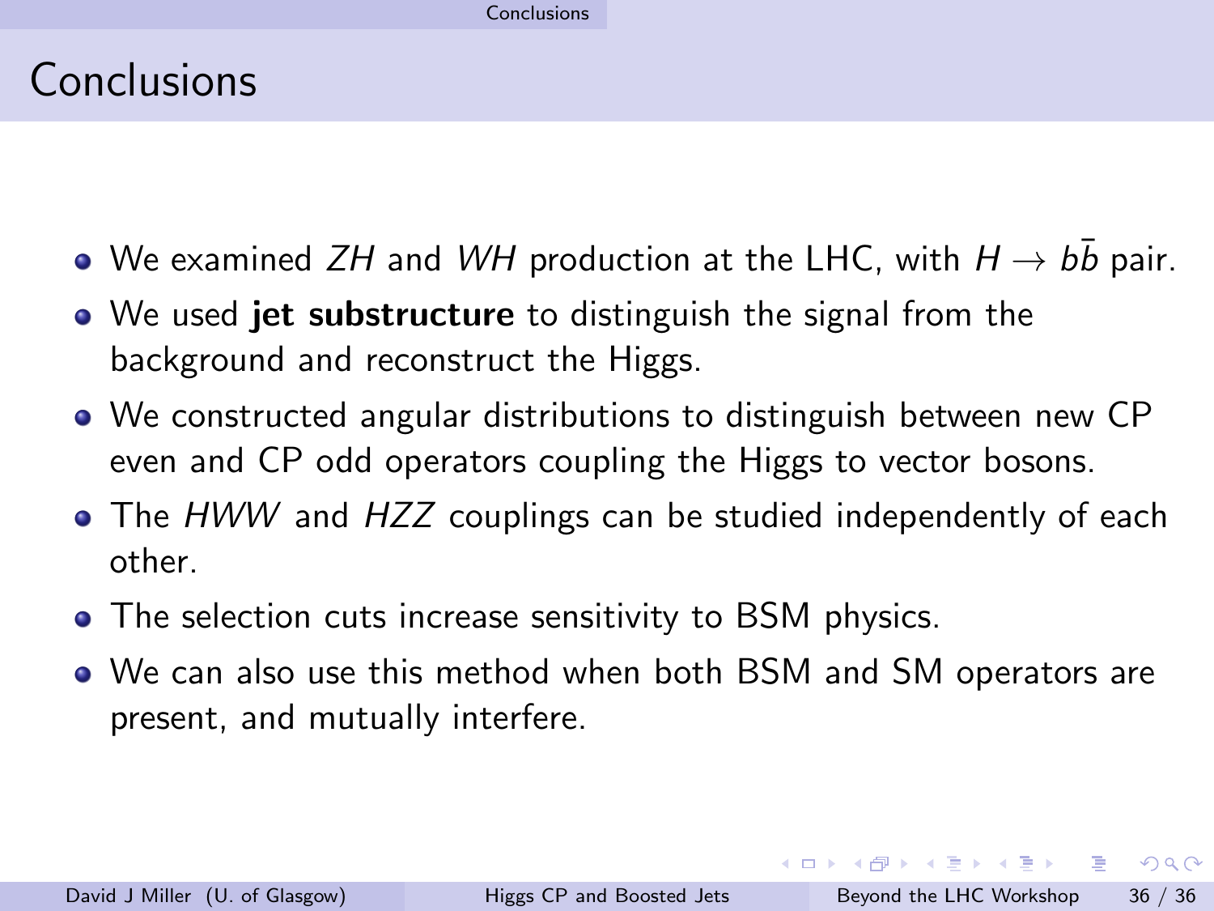# Conclusions

- We examined $ZH$ and $WH$ production at the LHC, with $H \to b\bar{b}$ pair.
- We used **jet substructure** to distinguish the signal from the background and reconstruct the Higgs.
- We constructed angular distributions to distinguish between new CP even and CP odd operators coupling the Higgs to vector bosons.
- The $HWW$ and $HZZ$ couplings can be studied independently of each other.
- The selection cuts increase sensitivity to BSM physics.
- We can also use this method when both BSM and SM operators are present, and mutually interfere.